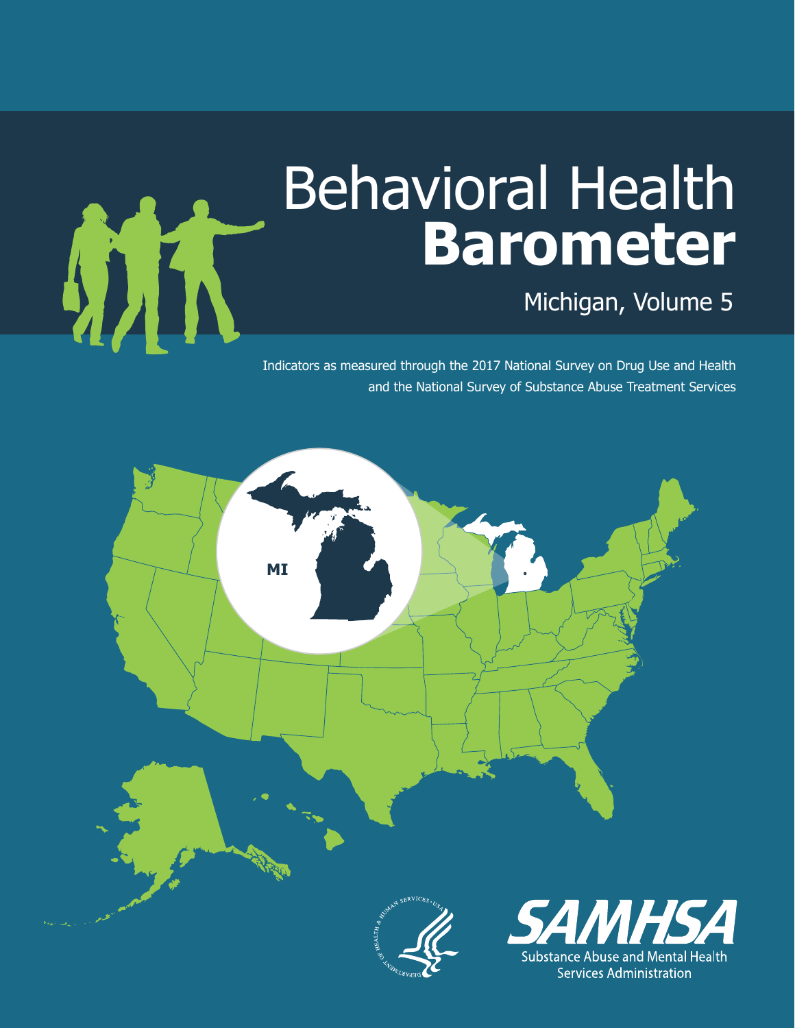# Behavioral Health **Barometer**

Michigan, Volume 5

Indicators as measured through the 2017 National Survey on Drug Use and Health and the National Survey of Substance Abuse Treatment Services

MI

SAMHSA

Substance Abuse and Mental Health Services Administration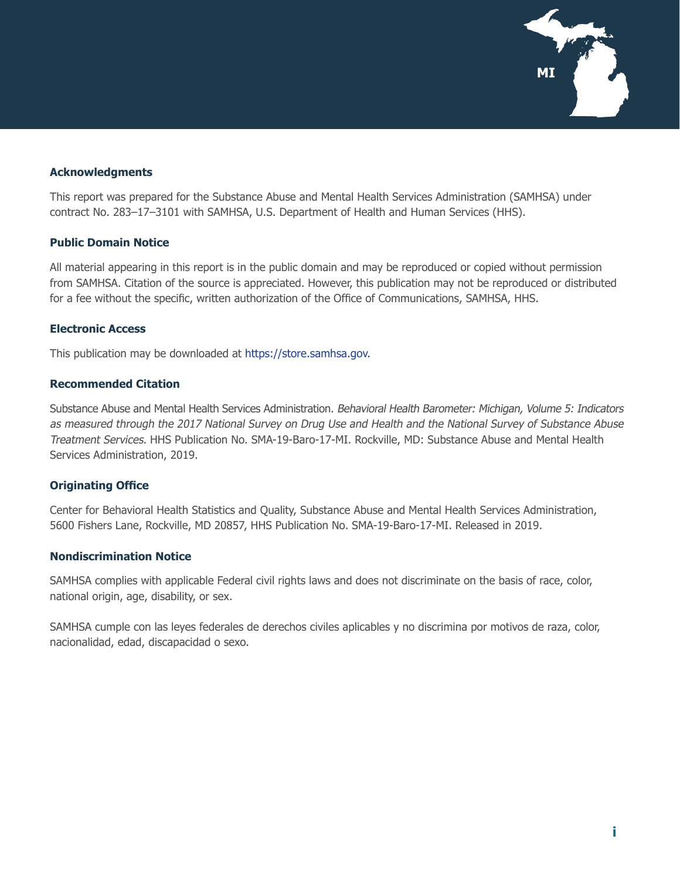### Acknowledgments

This report was prepared for the Substance Abuse and Mental Health Services Administration (SAMHSA) under contract No. 283–17–3101 with SAMHSA, U.S. Department of Health and Human Services (HHS).

### Public Domain Notice

All material appearing in this report is in the public domain and may be reproduced or copied without permission from SAMHSA. Citation of the source is appreciated. However, this publication may not be reproduced or distributed for a fee without the specific, written authorization of the Office of Communications, SAMHSA, HHS.

### Electronic Access

This publication may be downloaded at https://store.samhsa.gov.

### Recommended Citation

Substance Abuse and Mental Health Services Administration. *Behavioral Health Barometer: Michigan, Volume 5: Indicators as measured through the 2017 National Survey on Drug Use and Health and the National Survey of Substance Abuse Treatment Services.* HHS Publication No. SMA-19-Baro-17-MI. Rockville, MD: Substance Abuse and Mental Health Services Administration, 2019.

### Originating Office

Center for Behavioral Health Statistics and Quality, Substance Abuse and Mental Health Services Administration, 5600 Fishers Lane, Rockville, MD 20857, HHS Publication No. SMA-19-Baro-17-MI. Released in 2019.

### Nondiscrimination Notice

SAMHSA complies with applicable Federal civil rights laws and does not discriminate on the basis of race, color, national origin, age, disability, or sex.

SAMHSA cumple con las leyes federales de derechos civiles aplicables y no discrimina por motivos de raza, color, nacionalidad, edad, discapacidad o sexo.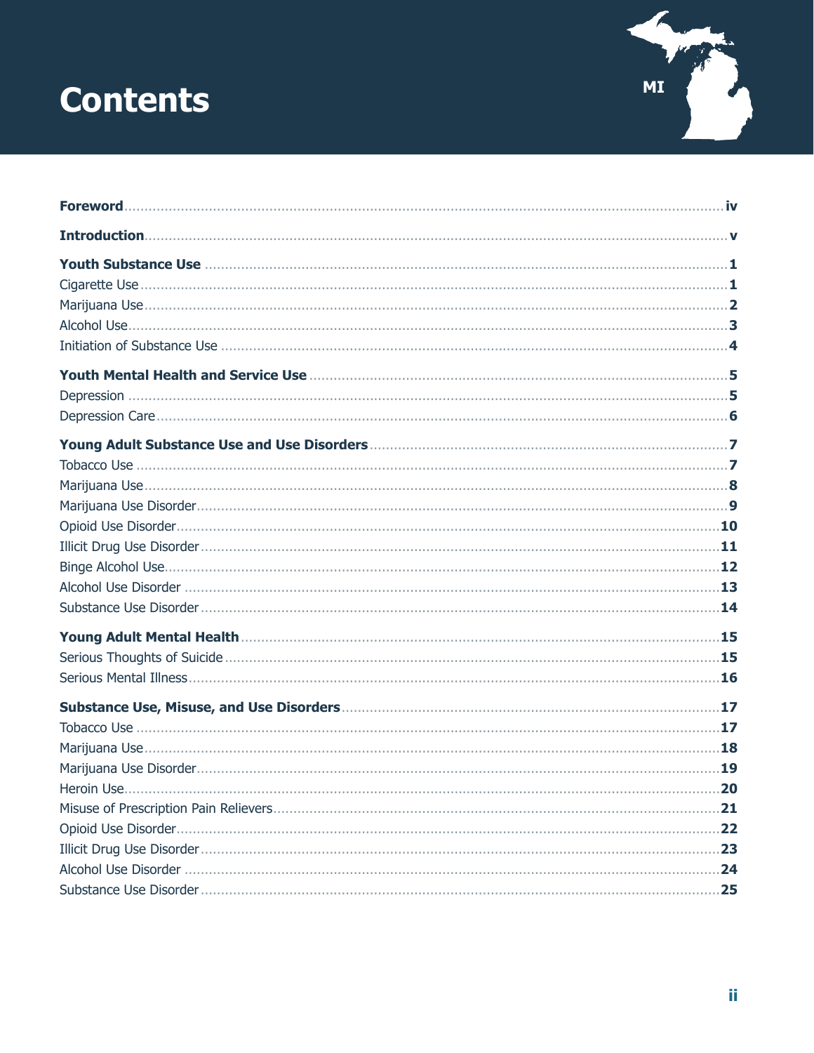# Contents

MI

**Foreword** .......... **iv**

**Introduction** .......... **v**

**Youth Substance Use** .......... **1**
Cigarette Use .......... 1
Marijuana Use .......... 2
Alcohol Use .......... 3
Initiation of Substance Use .......... 4

**Youth Mental Health and Service Use** .......... **5**
Depression .......... 5
Depression Care .......... 6

**Young Adult Substance Use and Use Disorders** .......... **7**
Tobacco Use .......... 7
Marijuana Use .......... 8
Marijuana Use Disorder .......... 9
Opioid Use Disorder .......... 10
Illicit Drug Use Disorder .......... 11
Binge Alcohol Use .......... 12
Alcohol Use Disorder .......... 13
Substance Use Disorder .......... 14

**Young Adult Mental Health** .......... **15**
Serious Thoughts of Suicide .......... 15
Serious Mental Illness .......... 16

**Substance Use, Misuse, and Use Disorders** .......... **17**
Tobacco Use .......... 17
Marijuana Use .......... 18
Marijuana Use Disorder .......... 19
Heroin Use .......... 20
Misuse of Prescription Pain Relievers .......... 21
Opioid Use Disorder .......... 22
Illicit Drug Use Disorder .......... 23
Alcohol Use Disorder .......... 24
Substance Use Disorder .......... 25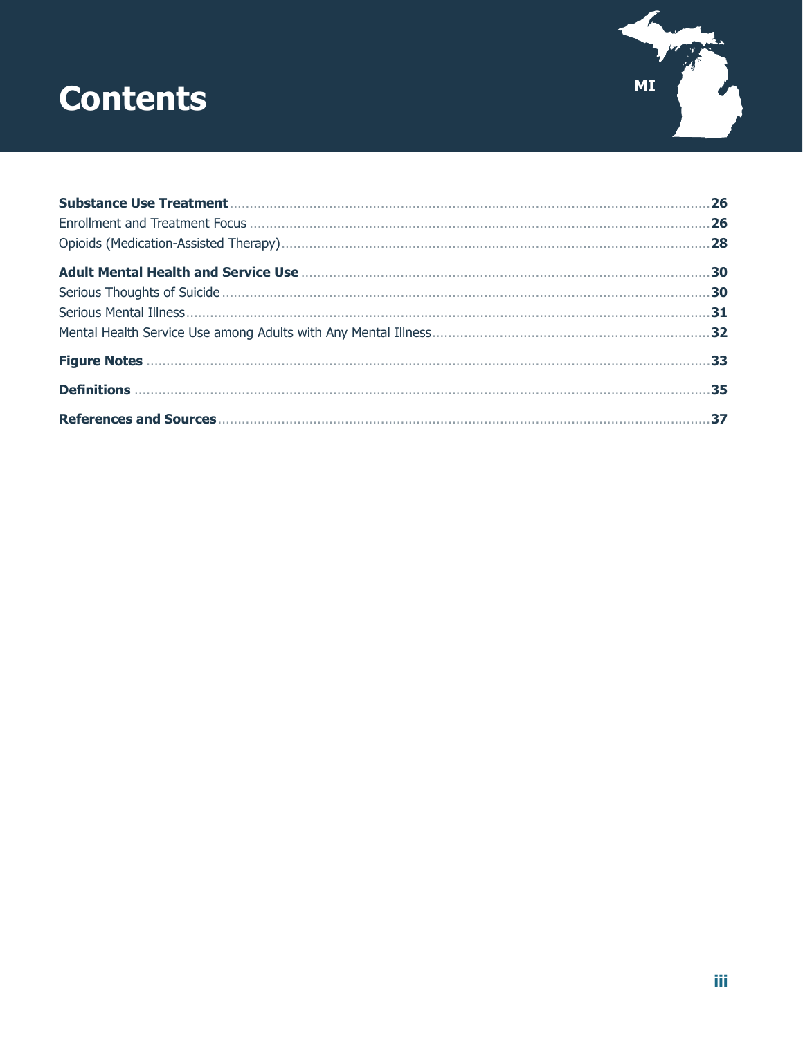# Contents

**Substance Use Treatment** .......... **26**

Enrollment and Treatment Focus .......... **26**

Opioids (Medication-Assisted Therapy) .......... **28**

**Adult Mental Health and Service Use** .......... **30**

Serious Thoughts of Suicide .......... **30**

Serious Mental Illness .......... **31**

Mental Health Service Use among Adults with Any Mental Illness .......... **32**

**Figure Notes** .......... **33**

**Definitions** .......... **35**

**References and Sources** .......... **37**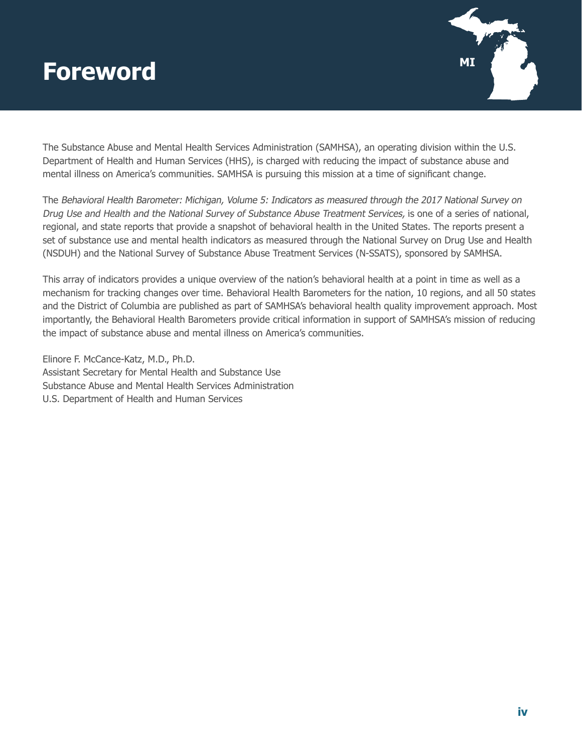# Foreword

The Substance Abuse and Mental Health Services Administration (SAMHSA), an operating division within the U.S. Department of Health and Human Services (HHS), is charged with reducing the impact of substance abuse and mental illness on America's communities. SAMHSA is pursuing this mission at a time of significant change.

The *Behavioral Health Barometer: Michigan, Volume 5: Indicators as measured through the 2017 National Survey on Drug Use and Health and the National Survey of Substance Abuse Treatment Services,* is one of a series of national, regional, and state reports that provide a snapshot of behavioral health in the United States. The reports present a set of substance use and mental health indicators as measured through the National Survey on Drug Use and Health (NSDUH) and the National Survey of Substance Abuse Treatment Services (N-SSATS), sponsored by SAMHSA.

This array of indicators provides a unique overview of the nation's behavioral health at a point in time as well as a mechanism for tracking changes over time. Behavioral Health Barometers for the nation, 10 regions, and all 50 states and the District of Columbia are published as part of SAMHSA's behavioral health quality improvement approach. Most importantly, the Behavioral Health Barometers provide critical information in support of SAMHSA's mission of reducing the impact of substance abuse and mental illness on America's communities.

Elinore F. McCance-Katz, M.D., Ph.D.
Assistant Secretary for Mental Health and Substance Use
Substance Abuse and Mental Health Services Administration
U.S. Department of Health and Human Services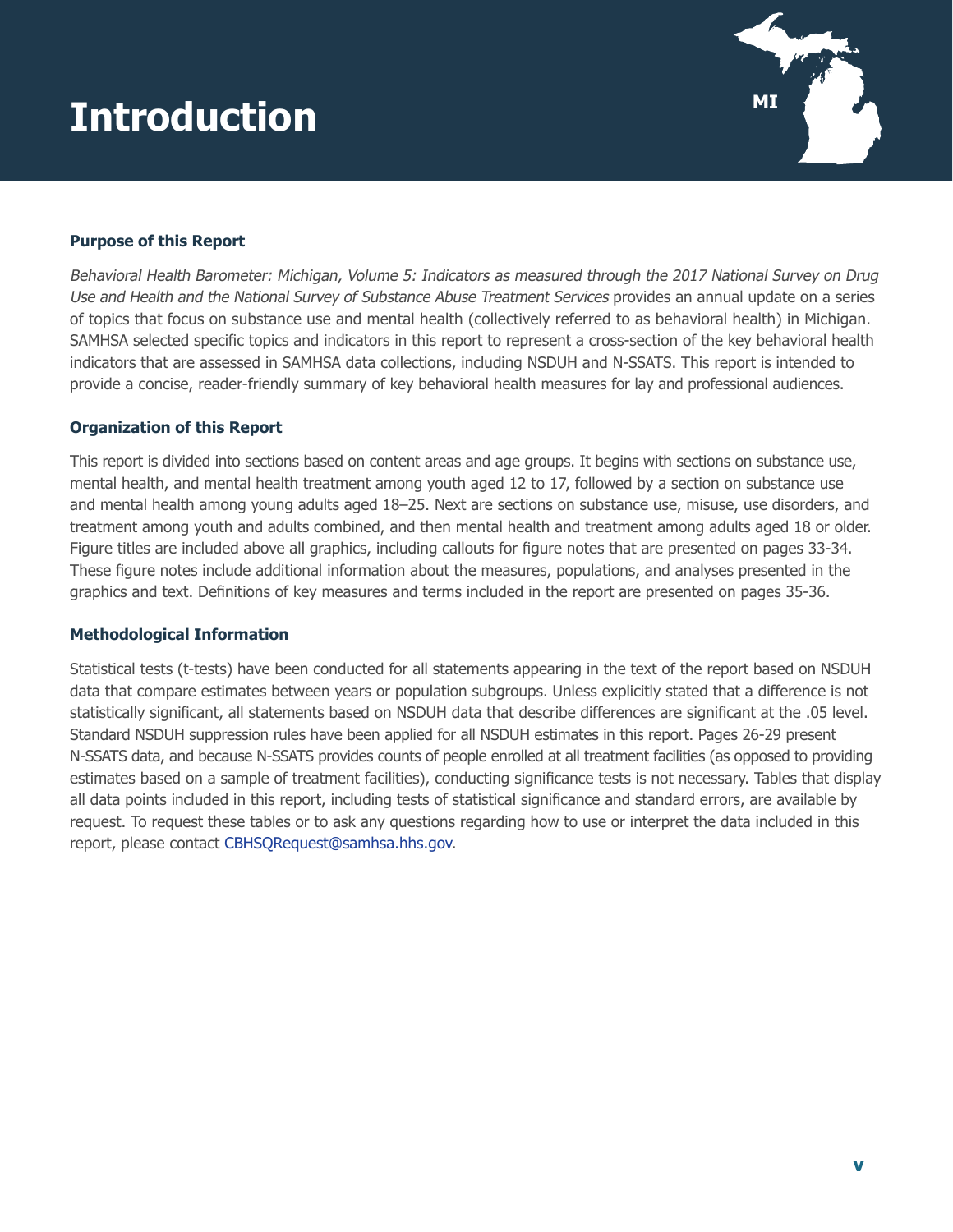# Introduction

### Purpose of this Report

*Behavioral Health Barometer: Michigan, Volume 5: Indicators as measured through the 2017 National Survey on Drug Use and Health and the National Survey of Substance Abuse Treatment Services* provides an annual update on a series of topics that focus on substance use and mental health (collectively referred to as behavioral health) in Michigan. SAMHSA selected specific topics and indicators in this report to represent a cross-section of the key behavioral health indicators that are assessed in SAMHSA data collections, including NSDUH and N-SSATS. This report is intended to provide a concise, reader-friendly summary of key behavioral health measures for lay and professional audiences.

### Organization of this Report

This report is divided into sections based on content areas and age groups. It begins with sections on substance use, mental health, and mental health treatment among youth aged 12 to 17, followed by a section on substance use and mental health among young adults aged 18–25. Next are sections on substance use, misuse, use disorders, and treatment among youth and adults combined, and then mental health and treatment among adults aged 18 or older. Figure titles are included above all graphics, including callouts for figure notes that are presented on pages 33-34. These figure notes include additional information about the measures, populations, and analyses presented in the graphics and text. Definitions of key measures and terms included in the report are presented on pages 35-36.

### Methodological Information

Statistical tests (t-tests) have been conducted for all statements appearing in the text of the report based on NSDUH data that compare estimates between years or population subgroups. Unless explicitly stated that a difference is not statistically significant, all statements based on NSDUH data that describe differences are significant at the .05 level. Standard NSDUH suppression rules have been applied for all NSDUH estimates in this report. Pages 26-29 present N-SSATS data, and because N-SSATS provides counts of people enrolled at all treatment facilities (as opposed to providing estimates based on a sample of treatment facilities), conducting significance tests is not necessary. Tables that display all data points included in this report, including tests of statistical significance and standard errors, are available by request. To request these tables or to ask any questions regarding how to use or interpret the data included in this report, please contact CBHSQRequest@samhsa.hhs.gov.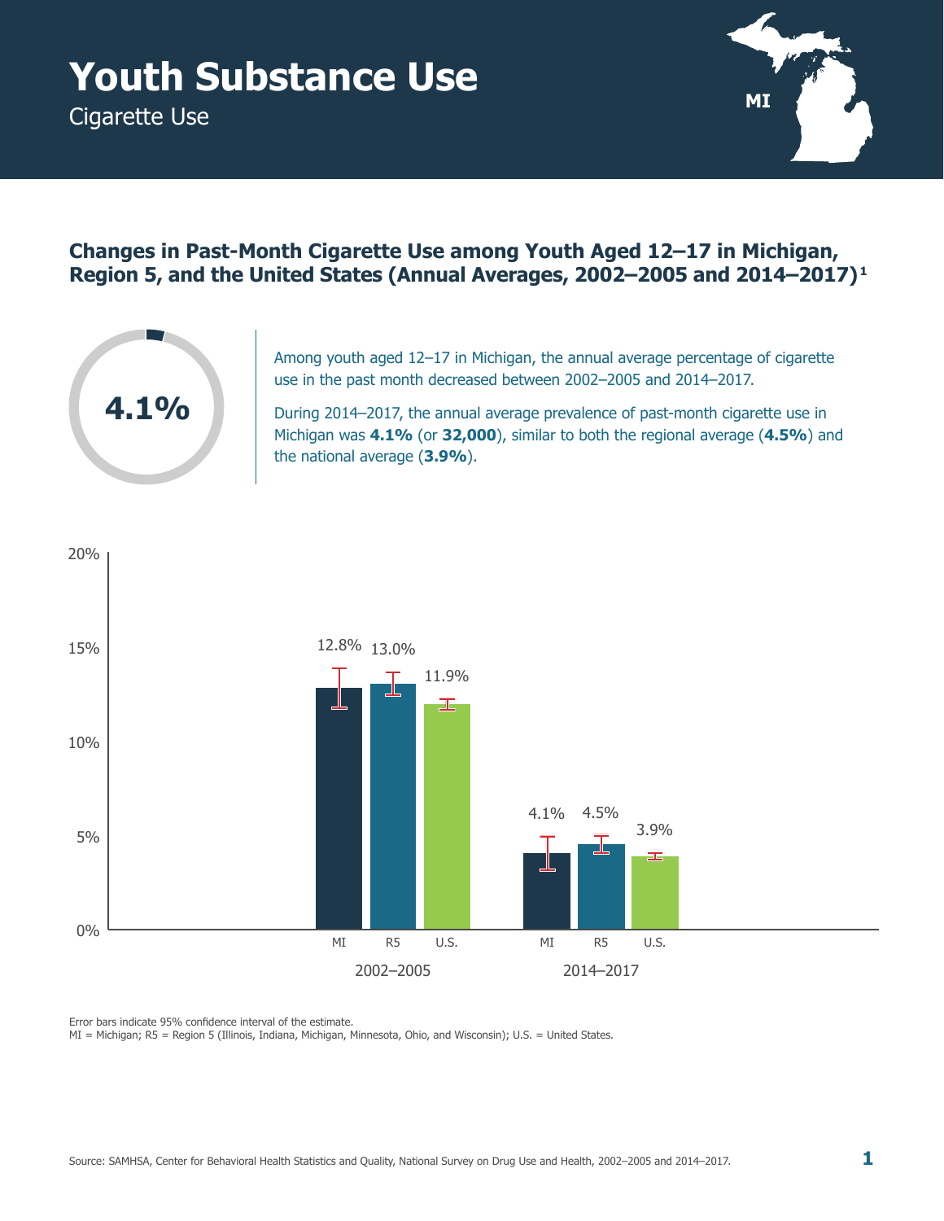# Youth Substance Use

Cigarette Use

MI

## Changes in Past-Month Cigarette Use among Youth Aged 12–17 in Michigan, Region 5, and the United States (Annual Averages, 2002–2005 and 2014–2017)[1]

4.1%

Among youth aged 12–17 in Michigan, the annual average percentage of cigarette use in the past month decreased between 2002–2005 and 2014–2017.

During 2014–2017, the annual average prevalence of past-month cigarette use in Michigan was **4.1%** (or **32,000**), similar to both the regional average (**4.5%**) and the national average (**3.9%**).

| | MI | R5 | U.S. |
|---|---|---|---|
| 2002–2005 | 12.8% | 13.0% | 11.9% |
| 2014–2017 | 4.1% | 4.5% | 3.9% |

Error bars indicate 95% confidence interval of the estimate.
MI = Michigan; R5 = Region 5 (Illinois, Indiana, Michigan, Minnesota, Ohio, and Wisconsin); U.S. = United States.

Source: SAMHSA, Center for Behavioral Health Statistics and Quality, National Survey on Drug Use and Health, 2002–2005 and 2014–2017.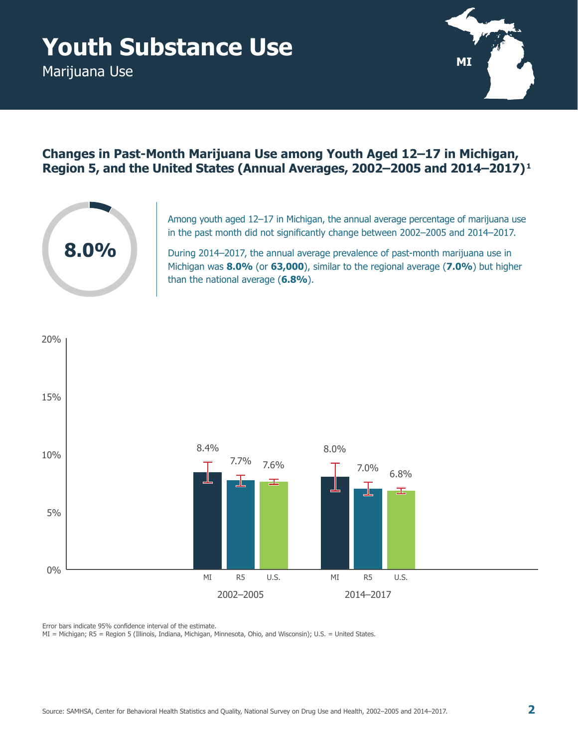# Youth Substance Use

Marijuana Use

MI

## Changes in Past-Month Marijuana Use among Youth Aged 12–17 in Michigan, Region 5, and the United States (Annual Averages, 2002–2005 and 2014–2017)[1]

**8.0%**

Among youth aged 12–17 in Michigan, the annual average percentage of marijuana use in the past month did not significantly change between 2002–2005 and 2014–2017.

During 2014–2017, the annual average prevalence of past-month marijuana use in Michigan was **8.0%** (or **63,000**), similar to the regional average (**7.0%**) but higher than the national average (**6.8%**).

| | MI | R5 | U.S. |
|---|---|---|---|
| 2002–2005 | 8.4% | 7.7% | 7.6% |
| 2014–2017 | 8.0% | 7.0% | 6.8% |

Error bars indicate 95% confidence interval of the estimate.

MI = Michigan; R5 = Region 5 (Illinois, Indiana, Michigan, Minnesota, Ohio, and Wisconsin); U.S. = United States.

Source: SAMHSA, Center for Behavioral Health Statistics and Quality, National Survey on Drug Use and Health, 2002–2005 and 2014–2017.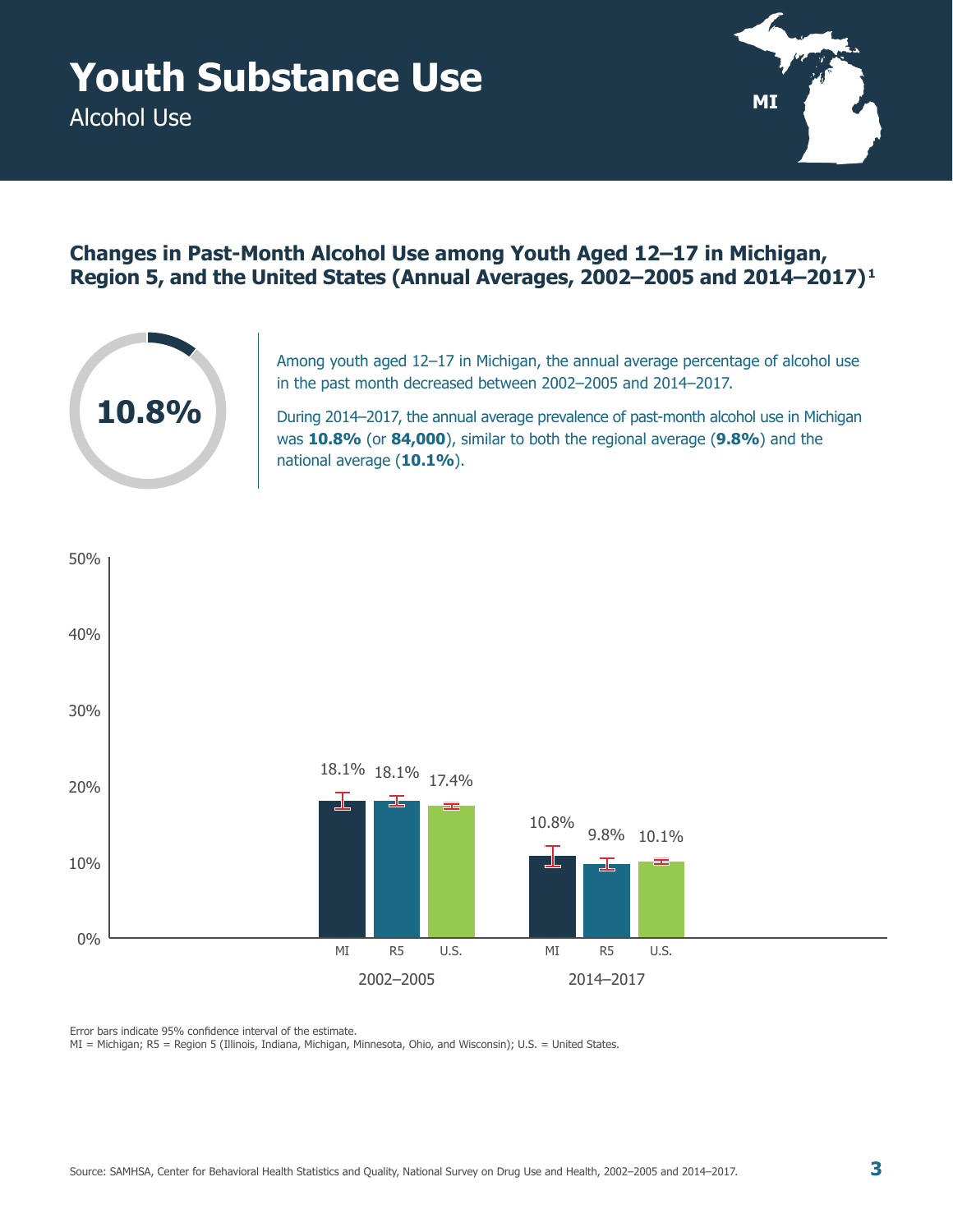# Youth Substance Use

Alcohol Use

MI

## Changes in Past-Month Alcohol Use among Youth Aged 12–17 in Michigan, Region 5, and the United States (Annual Averages, 2002–2005 and 2014–2017)[1]

**10.8%**

Among youth aged 12–17 in Michigan, the annual average percentage of alcohol use in the past month decreased between 2002–2005 and 2014–2017.

During 2014–2017, the annual average prevalence of past-month alcohol use in Michigan was **10.8%** (or **84,000**), similar to both the regional average (**9.8%**) and the national average (**10.1%**).

| | MI | R5 | U.S. |
|---|---|---|---|
| 2002–2005 | 18.1% | 18.1% | 17.4% |
| 2014–2017 | 10.8% | 9.8% | 10.1% |

Error bars indicate 95% confidence interval of the estimate.

MI = Michigan; R5 = Region 5 (Illinois, Indiana, Michigan, Minnesota, Ohio, and Wisconsin); U.S. = United States.

Source: SAMHSA, Center for Behavioral Health Statistics and Quality, National Survey on Drug Use and Health, 2002–2005 and 2014–2017.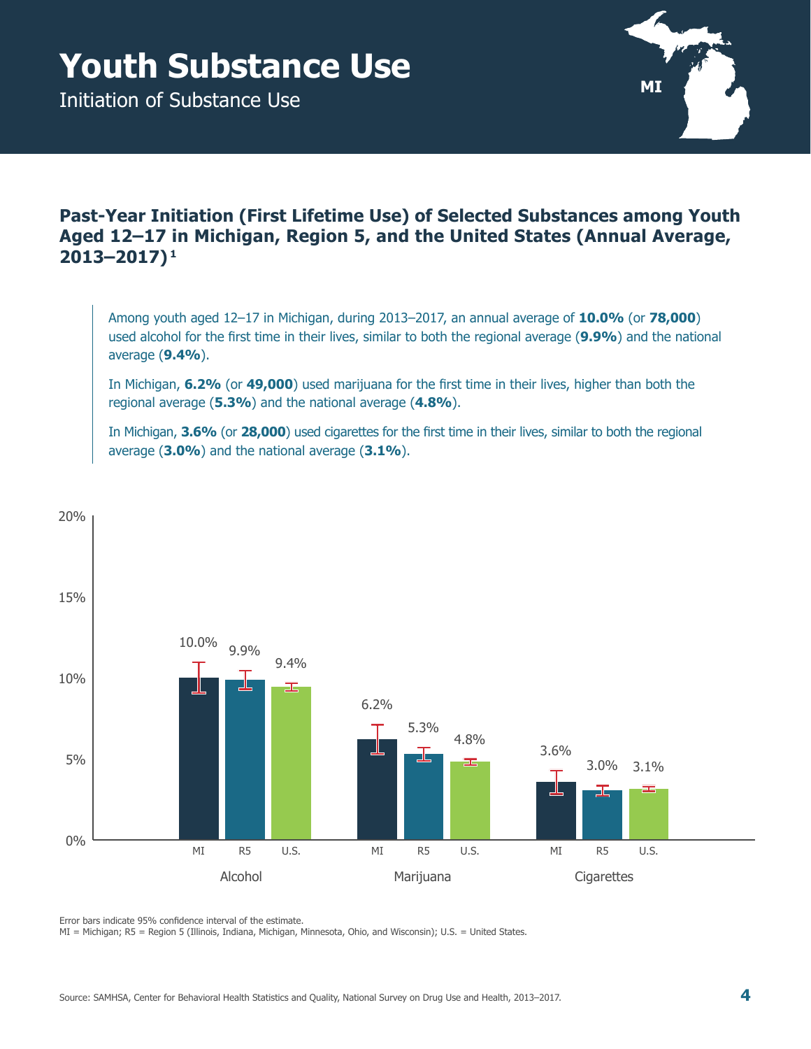# Youth Substance Use

Initiation of Substance Use

MI

## Past-Year Initiation (First Lifetime Use) of Selected Substances among Youth Aged 12–17 in Michigan, Region 5, and the United States (Annual Average, 2013–2017)[1]

Among youth aged 12–17 in Michigan, during 2013–2017, an annual average of **10.0%** (or **78,000**) used alcohol for the first time in their lives, similar to both the regional average (**9.9%**) and the national average (**9.4%**).

In Michigan, **6.2%** (or **49,000**) used marijuana for the first time in their lives, higher than both the regional average (**5.3%**) and the national average (**4.8%**).

In Michigan, **3.6%** (or **28,000**) used cigarettes for the first time in their lives, similar to both the regional average (**3.0%**) and the national average (**3.1%**).

| | MI | R5 | U.S. |
|---|---|---|---|
| Alcohol | 10.0% | 9.9% | 9.4% |
| Marijuana | 6.2% | 5.3% | 4.8% |
| Cigarettes | 3.6% | 3.0% | 3.1% |

Error bars indicate 95% confidence interval of the estimate.
MI = Michigan; R5 = Region 5 (Illinois, Indiana, Michigan, Minnesota, Ohio, and Wisconsin); U.S. = United States.

Source: SAMHSA, Center for Behavioral Health Statistics and Quality, National Survey on Drug Use and Health, 2013–2017.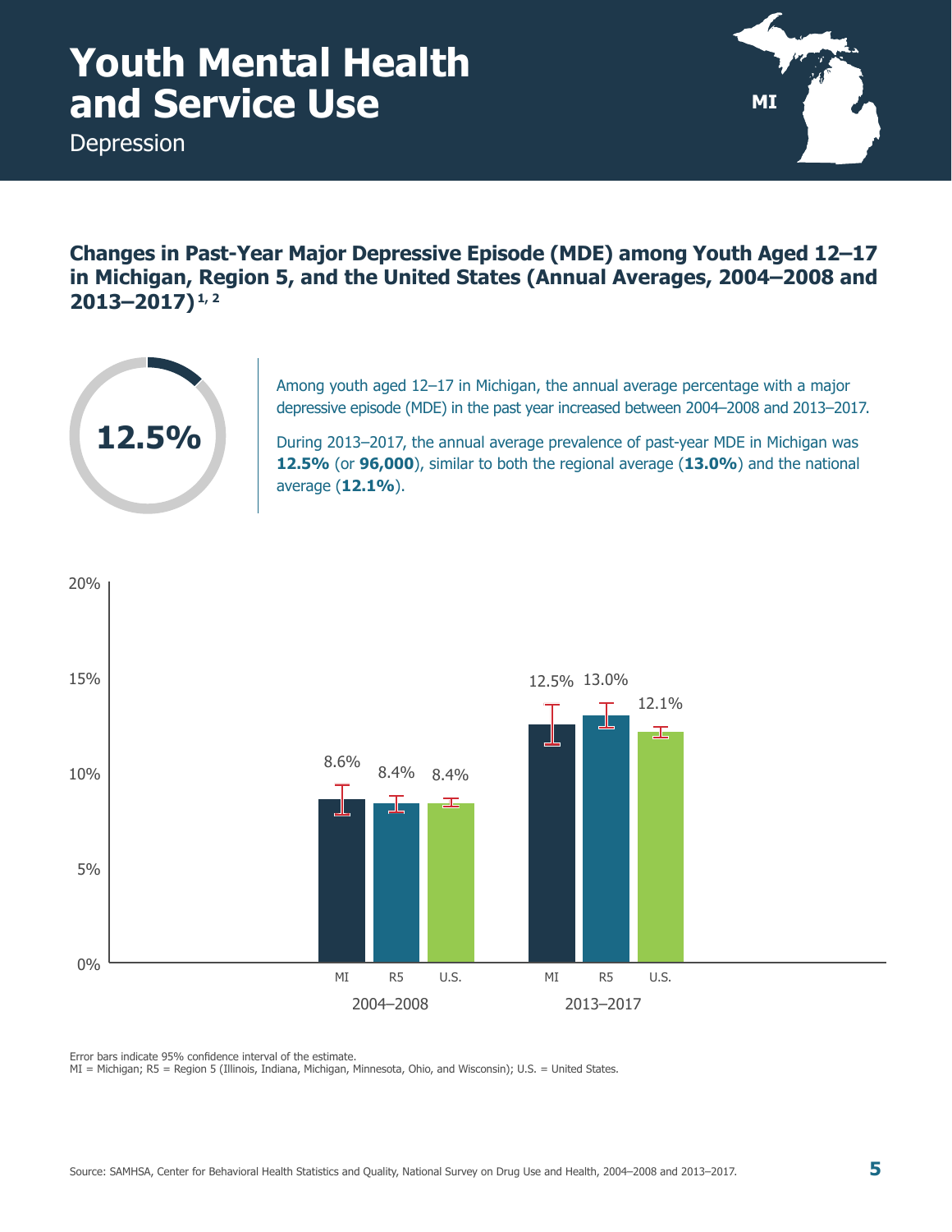# Youth Mental Health and Service Use

Depression

MI

## Changes in Past-Year Major Depressive Episode (MDE) among Youth Aged 12–17 in Michigan, Region 5, and the United States (Annual Averages, 2004–2008 and 2013–2017)[1, 2]

**12.5%**

Among youth aged 12–17 in Michigan, the annual average percentage with a major depressive episode (MDE) in the past year increased between 2004–2008 and 2013–2017.

During 2013–2017, the annual average prevalence of past-year MDE in Michigan was **12.5%** (or **96,000**), similar to both the regional average (**13.0%**) and the national average (**12.1%**).

| Period | MI | R5 | U.S. |
|---|---|---|---|
| 2004–2008 | 8.6% | 8.4% | 8.4% |
| 2013–2017 | 12.5% | 13.0% | 12.1% |

Error bars indicate 95% confidence interval of the estimate.
MI = Michigan; R5 = Region 5 (Illinois, Indiana, Michigan, Minnesota, Ohio, and Wisconsin); U.S. = United States.

Source: SAMHSA, Center for Behavioral Health Statistics and Quality, National Survey on Drug Use and Health, 2004–2008 and 2013–2017.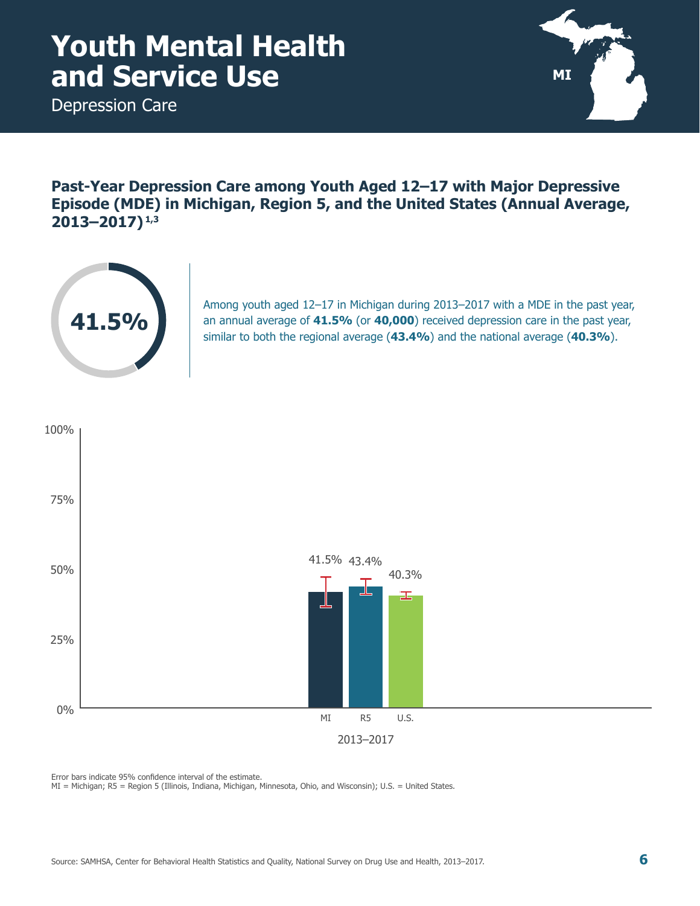# Youth Mental Health and Service Use

Depression Care

MI

## Past-Year Depression Care among Youth Aged 12–17 with Major Depressive Episode (MDE) in Michigan, Region 5, and the United States (Annual Average, 2013–2017)[1,3]

41.5%

Among youth aged 12–17 in Michigan during 2013–2017 with a MDE in the past year, an annual average of **41.5%** (or **40,000**) received depression care in the past year, similar to both the regional average (**43.4%**) and the national average (**40.3%**).

| 2013–2017 | MI | R5 | U.S. |
|---|---|---|---|
| Past-Year Depression Care | 41.5% | 43.4% | 40.3% |

Error bars indicate 95% confidence interval of the estimate.
MI = Michigan; R5 = Region 5 (Illinois, Indiana, Michigan, Minnesota, Ohio, and Wisconsin); U.S. = United States.

Source: SAMHSA, Center for Behavioral Health Statistics and Quality, National Survey on Drug Use and Health, 2013–2017.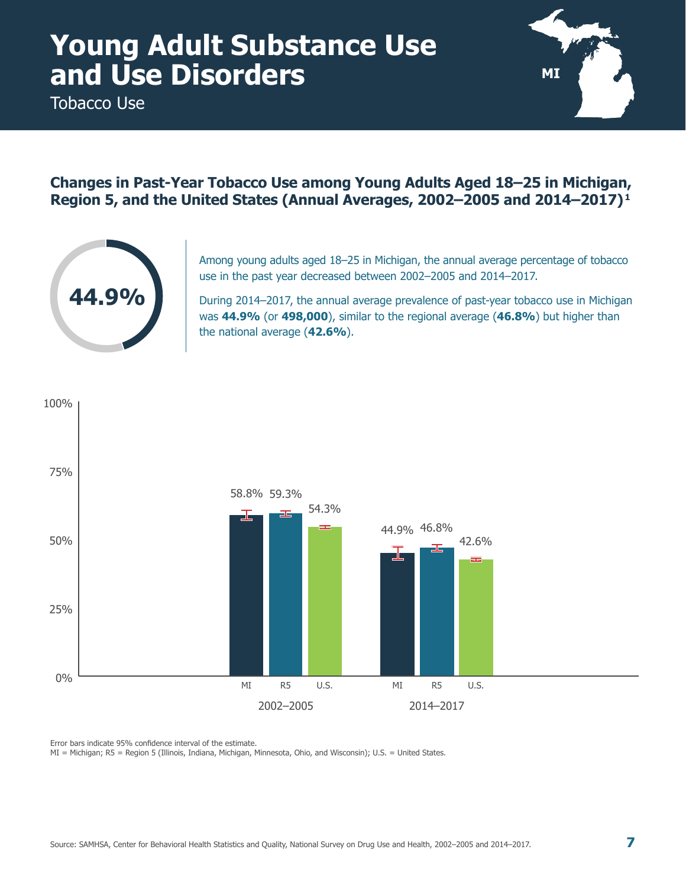# Young Adult Substance Use and Use Disorders

Tobacco Use

MI

## Changes in Past-Year Tobacco Use among Young Adults Aged 18–25 in Michigan, Region 5, and the United States (Annual Averages, 2002–2005 and 2014–2017)[1]

44.9%

Among young adults aged 18–25 in Michigan, the annual average percentage of tobacco use in the past year decreased between 2002–2005 and 2014–2017.

During 2014–2017, the annual average prevalence of past-year tobacco use in Michigan was **44.9%** (or **498,000**), similar to the regional average (**46.8%**) but higher than the national average (**42.6%**).

| | MI | R5 | U.S. |
|---|---|---|---|
| 2002–2005 | 58.8% | 59.3% | 54.3% |
| 2014–2017 | 44.9% | 46.8% | 42.6% |

Error bars indicate 95% confidence interval of the estimate.
MI = Michigan; R5 = Region 5 (Illinois, Indiana, Michigan, Minnesota, Ohio, and Wisconsin); U.S. = United States.

Source: SAMHSA, Center for Behavioral Health Statistics and Quality, National Survey on Drug Use and Health, 2002–2005 and 2014–2017.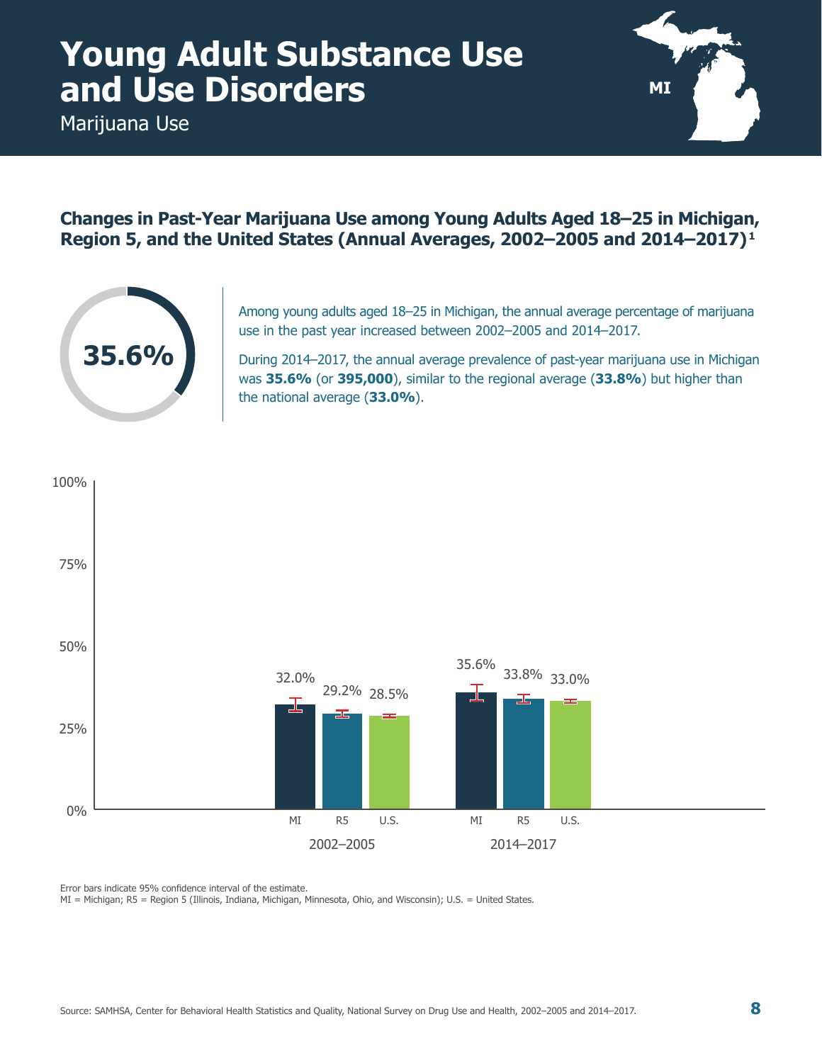# Young Adult Substance Use and Use Disorders

Marijuana Use

MI

## Changes in Past-Year Marijuana Use among Young Adults Aged 18–25 in Michigan, Region 5, and the United States (Annual Averages, 2002–2005 and 2014–2017)[1]

35.6%

Among young adults aged 18–25 in Michigan, the annual average percentage of marijuana use in the past year increased between 2002–2005 and 2014–2017.

During 2014–2017, the annual average prevalence of past-year marijuana use in Michigan was **35.6%** (or **395,000**), similar to the regional average (**33.8%**) but higher than the national average (**33.0%**).

| | MI | R5 | U.S. |
|---|---|---|---|
| 2002–2005 | 32.0% | 29.2% | 28.5% |
| 2014–2017 | 35.6% | 33.8% | 33.0% |

Error bars indicate 95% confidence interval of the estimate.

MI = Michigan; R5 = Region 5 (Illinois, Indiana, Michigan, Minnesota, Ohio, and Wisconsin); U.S. = United States.

Source: SAMHSA, Center for Behavioral Health Statistics and Quality, National Survey on Drug Use and Health, 2002–2005 and 2014–2017.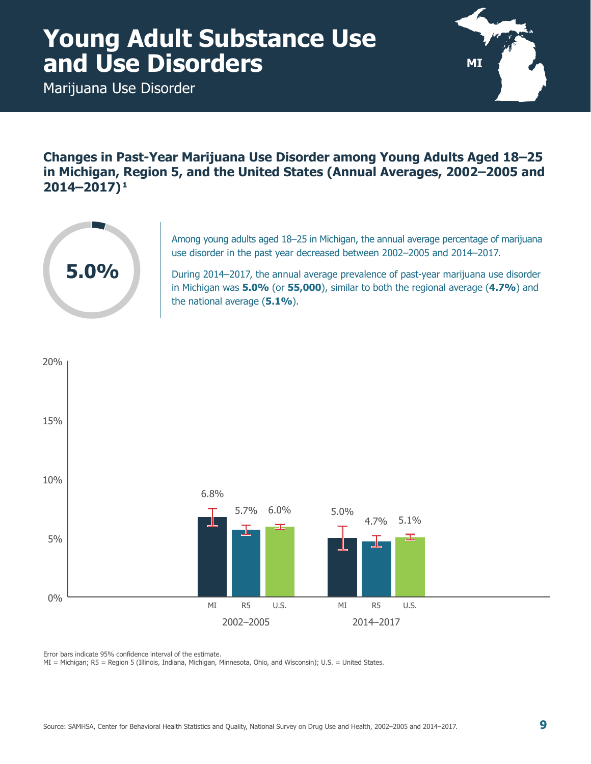# Young Adult Substance Use and Use Disorders

Marijuana Use Disorder

MI

## Changes in Past-Year Marijuana Use Disorder among Young Adults Aged 18–25 in Michigan, Region 5, and the United States (Annual Averages, 2002–2005 and 2014–2017)[1]

**5.0%**

Among young adults aged 18–25 in Michigan, the annual average percentage of marijuana use disorder in the past year decreased between 2002–2005 and 2014–2017.

During 2014–2017, the annual average prevalence of past-year marijuana use disorder in Michigan was **5.0%** (or **55,000**), similar to both the regional average (**4.7%**) and the national average (**5.1%**).

| | MI | R5 | U.S. |
|---|---|---|---|
| 2002–2005 | 6.8% | 5.7% | 6.0% |
| 2014–2017 | 5.0% | 4.7% | 5.1% |

Error bars indicate 95% confidence interval of the estimate.

MI = Michigan; R5 = Region 5 (Illinois, Indiana, Michigan, Minnesota, Ohio, and Wisconsin); U.S. = United States.

Source: SAMHSA, Center for Behavioral Health Statistics and Quality, National Survey on Drug Use and Health, 2002–2005 and 2014–2017.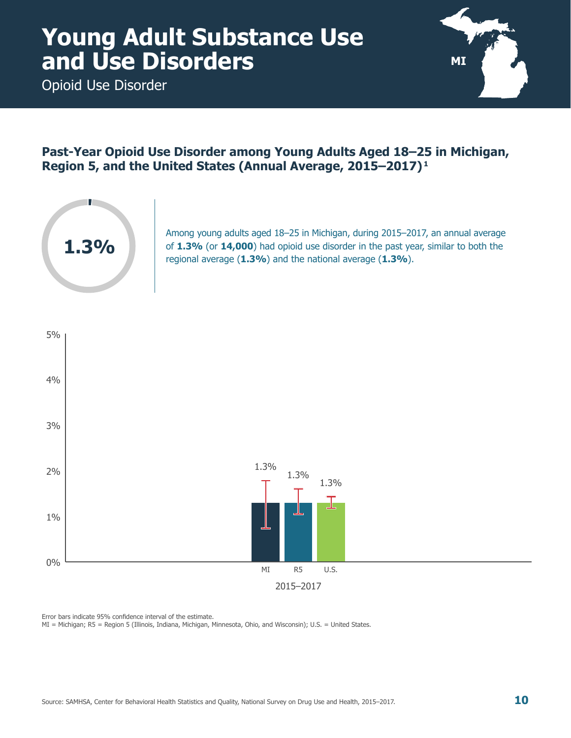# Young Adult Substance Use and Use Disorders

Opioid Use Disorder

MI

## Past-Year Opioid Use Disorder among Young Adults Aged 18–25 in Michigan, Region 5, and the United States (Annual Average, 2015–2017)[1]

**1.3%**

Among young adults aged 18–25 in Michigan, during 2015–2017, an annual average of **1.3%** (or **14,000**) had opioid use disorder in the past year, similar to both the regional average (**1.3%**) and the national average (**1.3%**).

| 2015–2017 | MI | R5 | U.S. |
|---|---|---|---|
| Past-Year Opioid Use Disorder | 1.3% | 1.3% | 1.3% |

Error bars indicate 95% confidence interval of the estimate.
MI = Michigan; R5 = Region 5 (Illinois, Indiana, Michigan, Minnesota, Ohio, and Wisconsin); U.S. = United States.

Source: SAMHSA, Center for Behavioral Health Statistics and Quality, National Survey on Drug Use and Health, 2015–2017.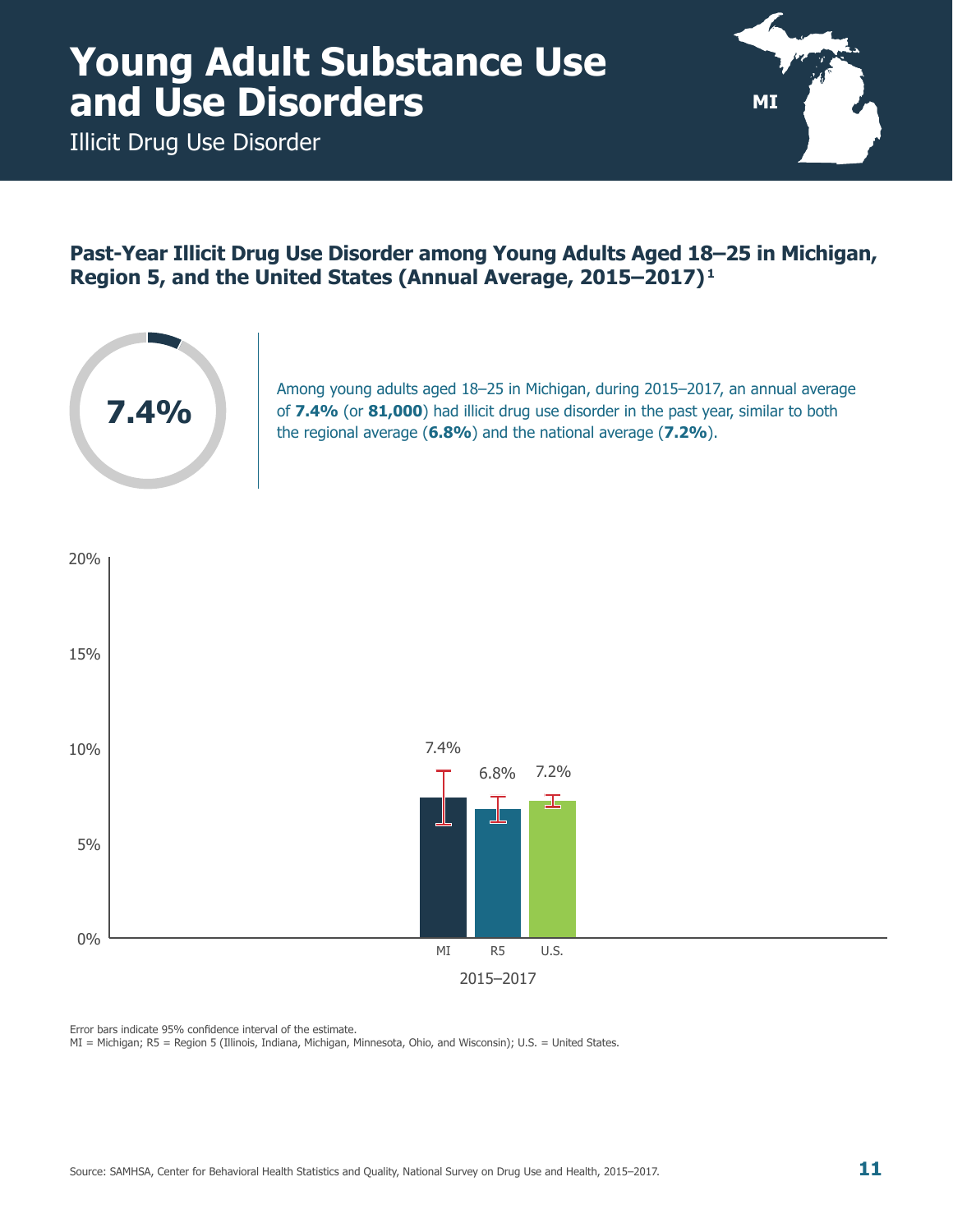# Young Adult Substance Use and Use Disorders

Illicit Drug Use Disorder

MI

### Past-Year Illicit Drug Use Disorder among Young Adults Aged 18–25 in Michigan, Region 5, and the United States (Annual Average, 2015–2017)[1]

**7.4%**

Among young adults aged 18–25 in Michigan, during 2015–2017, an annual average of **7.4%** (or **81,000**) had illicit drug use disorder in the past year, similar to both the regional average (**6.8%**) and the national average (**7.2%**).

| 2015–2017 | MI | R5 | U.S. |
|---|---|---|---|
| Percent | 7.4% | 6.8% | 7.2% |

Error bars indicate 95% confidence interval of the estimate.
MI = Michigan; R5 = Region 5 (Illinois, Indiana, Michigan, Minnesota, Ohio, and Wisconsin); U.S. = United States.

Source: SAMHSA, Center for Behavioral Health Statistics and Quality, National Survey on Drug Use and Health, 2015–2017.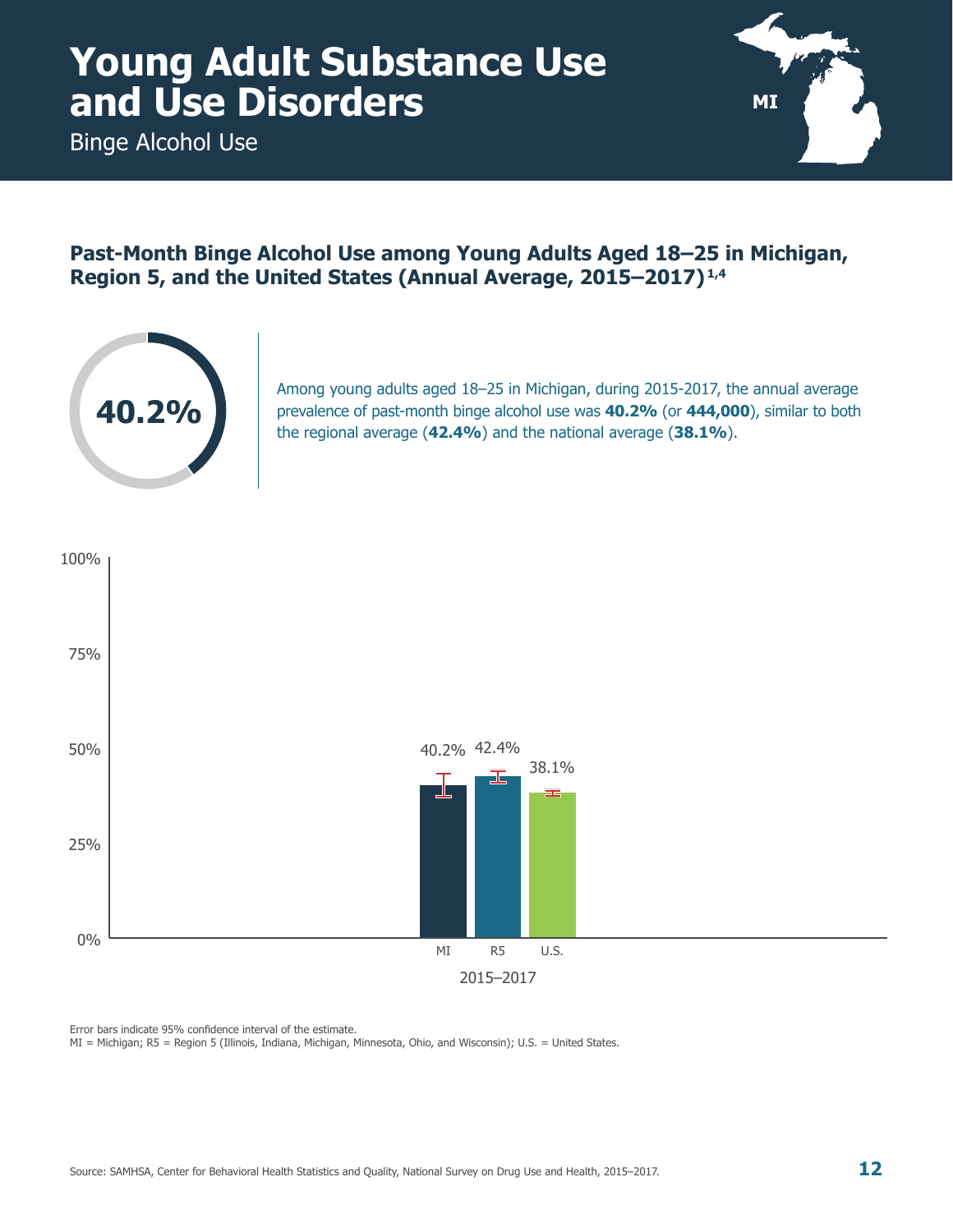# Young Adult Substance Use and Use Disorders

Binge Alcohol Use

MI

## Past-Month Binge Alcohol Use among Young Adults Aged 18–25 in Michigan, Region 5, and the United States (Annual Average, 2015–2017)[1,4]

**40.2%**

Among young adults aged 18–25 in Michigan, during 2015-2017, the annual average prevalence of past-month binge alcohol use was **40.2%** (or **444,000**), similar to both the regional average (**42.4%**) and the national average (**38.1%**).

| 2015–2017 | Percent |
|---|---|
| MI | 40.2% |
| R5 | 42.4% |
| U.S. | 38.1% |

Error bars indicate 95% confidence interval of the estimate.

MI = Michigan; R5 = Region 5 (Illinois, Indiana, Michigan, Minnesota, Ohio, and Wisconsin); U.S. = United States.

Source: SAMHSA, Center for Behavioral Health Statistics and Quality, National Survey on Drug Use and Health, 2015–2017.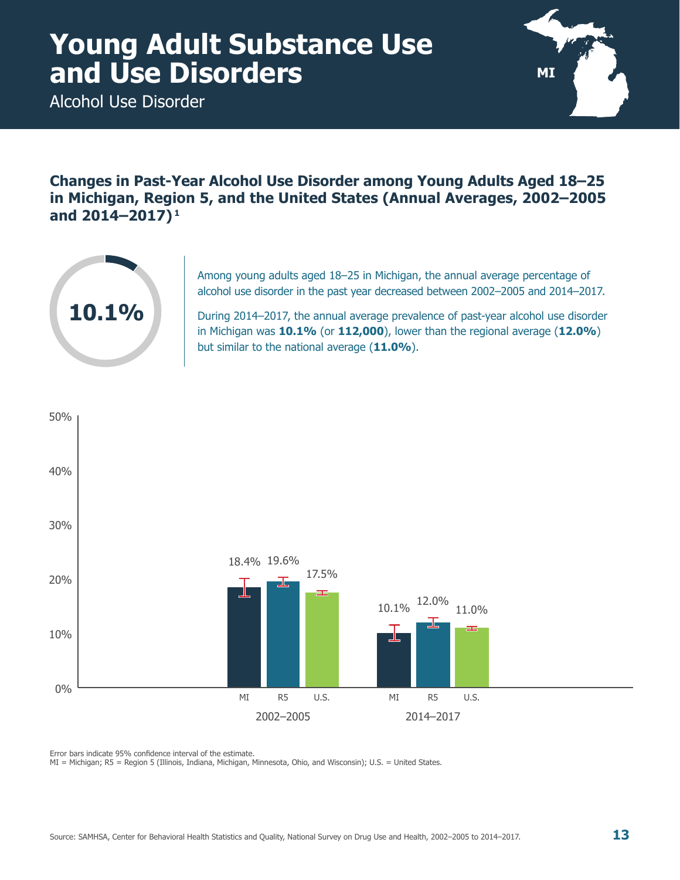# Young Adult Substance Use and Use Disorders

Alcohol Use Disorder

## Changes in Past-Year Alcohol Use Disorder among Young Adults Aged 18–25 in Michigan, Region 5, and the United States (Annual Averages, 2002–2005 and 2014–2017)[1]

**10.1%**

Among young adults aged 18–25 in Michigan, the annual average percentage of alcohol use disorder in the past year decreased between 2002–2005 and 2014–2017.

During 2014–2017, the annual average prevalence of past-year alcohol use disorder in Michigan was **10.1%** (or **112,000**), lower than the regional average (**12.0%**) but similar to the national average (**11.0%**).

| | MI | R5 | U.S. |
|---|---|---|---|
| 2002–2005 | 18.4% | 19.6% | 17.5% |
| 2014–2017 | 10.1% | 12.0% | 11.0% |

Error bars indicate 95% confidence interval of the estimate.
MI = Michigan; R5 = Region 5 (Illinois, Indiana, Michigan, Minnesota, Ohio, and Wisconsin); U.S. = United States.

Source: SAMHSA, Center for Behavioral Health Statistics and Quality, National Survey on Drug Use and Health, 2002–2005 to 2014–2017.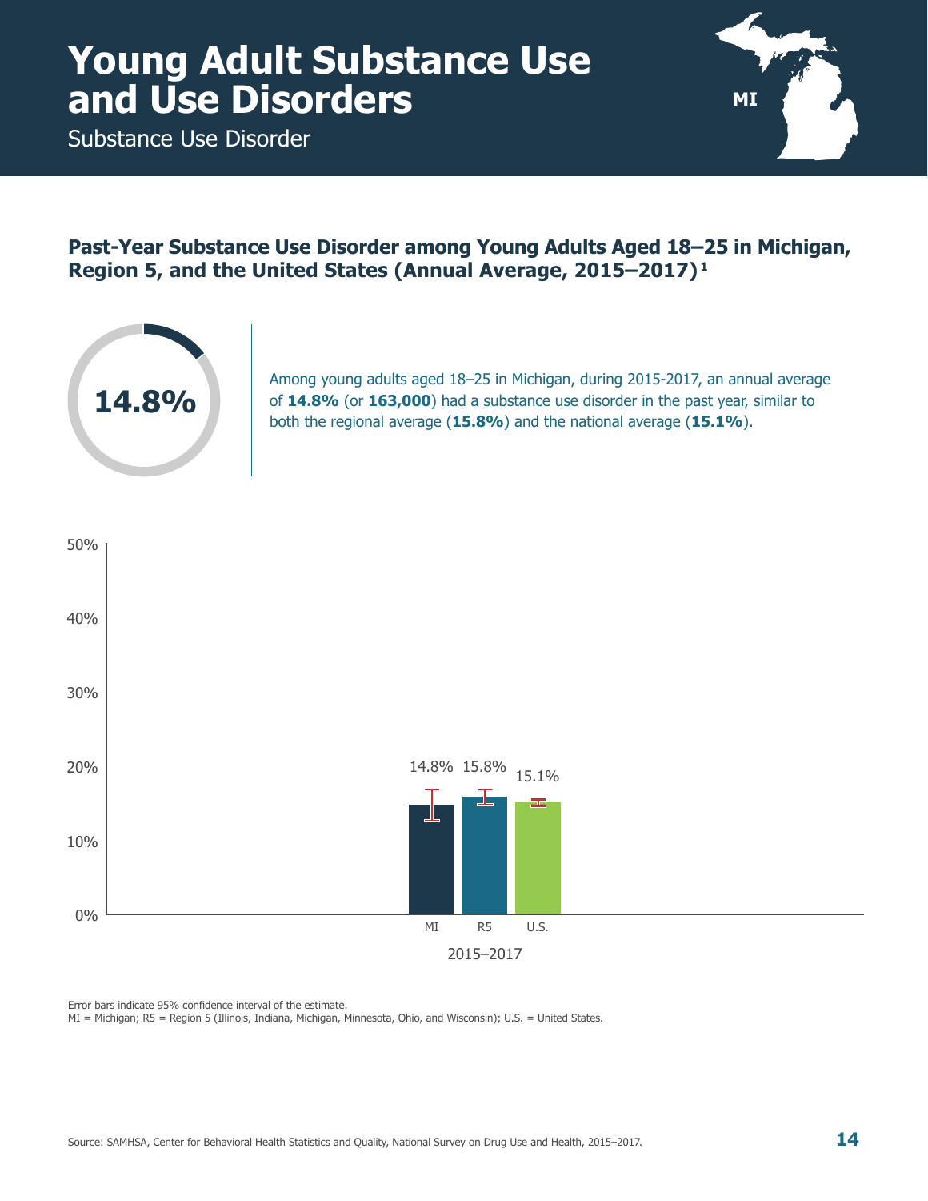# Young Adult Substance Use and Use Disorders

Substance Use Disorder

## Past-Year Substance Use Disorder among Young Adults Aged 18–25 in Michigan, Region 5, and the United States (Annual Average, 2015–2017)[1]

**14.8%**

Among young adults aged 18–25 in Michigan, during 2015-2017, an annual average of **14.8%** (or **163,000**) had a substance use disorder in the past year, similar to both the regional average (**15.8%**) and the national average (**15.1%**).

| 2015–2017 | MI | R5 | U.S. |
| --- | --- | --- | --- |
| Past-year substance use disorder | 14.8% | 15.8% | 15.1% |

Error bars indicate 95% confidence interval of the estimate.

MI = Michigan; R5 = Region 5 (Illinois, Indiana, Michigan, Minnesota, Ohio, and Wisconsin); U.S. = United States.

Source: SAMHSA, Center for Behavioral Health Statistics and Quality, National Survey on Drug Use and Health, 2015–2017.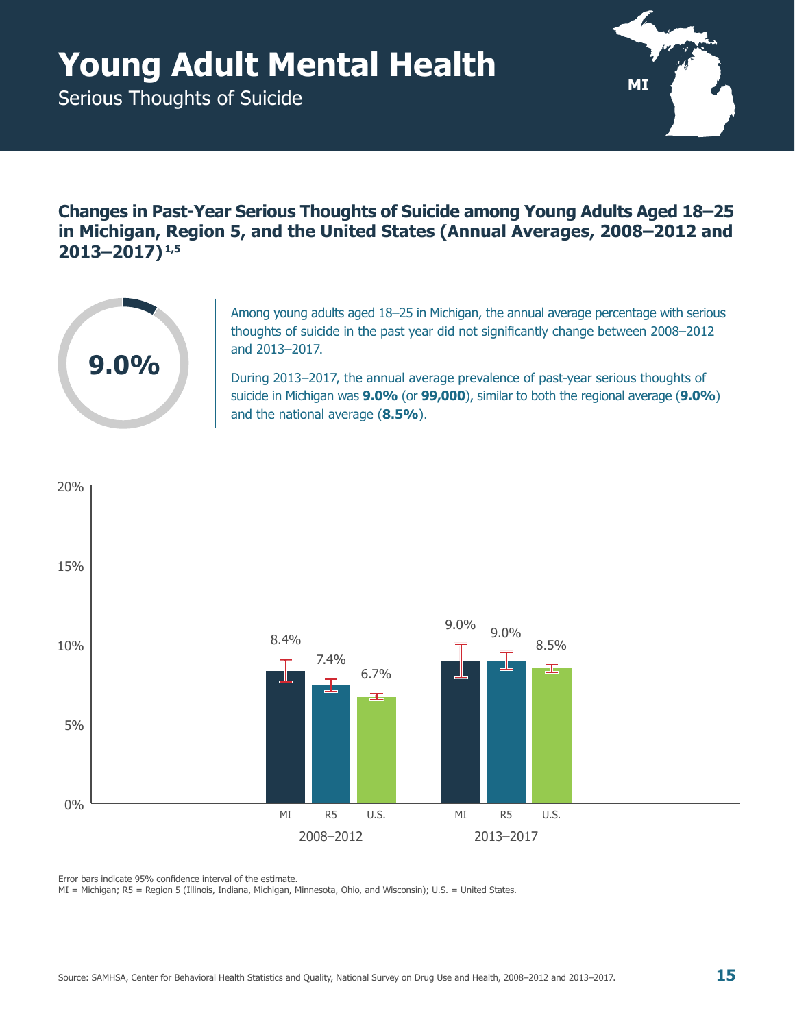# Young Adult Mental Health

Serious Thoughts of Suicide

MI

## Changes in Past-Year Serious Thoughts of Suicide among Young Adults Aged 18–25 in Michigan, Region 5, and the United States (Annual Averages, 2008–2012 and 2013–2017)[1,5]

**9.0%**

Among young adults aged 18–25 in Michigan, the annual average percentage with serious thoughts of suicide in the past year did not significantly change between 2008–2012 and 2013–2017.

During 2013–2017, the annual average prevalence of past-year serious thoughts of suicide in Michigan was **9.0%** (or **99,000**), similar to both the regional average (**9.0%**) and the national average (**8.5%**).

| | MI | R5 | U.S. |
|---|---|---|---|
| 2008–2012 | 8.4% | 7.4% | 6.7% |
| 2013–2017 | 9.0% | 9.0% | 8.5% |

Error bars indicate 95% confidence interval of the estimate.

MI = Michigan; R5 = Region 5 (Illinois, Indiana, Michigan, Minnesota, Ohio, and Wisconsin); U.S. = United States.

Source: SAMHSA, Center for Behavioral Health Statistics and Quality, National Survey on Drug Use and Health, 2008–2012 and 2013–2017.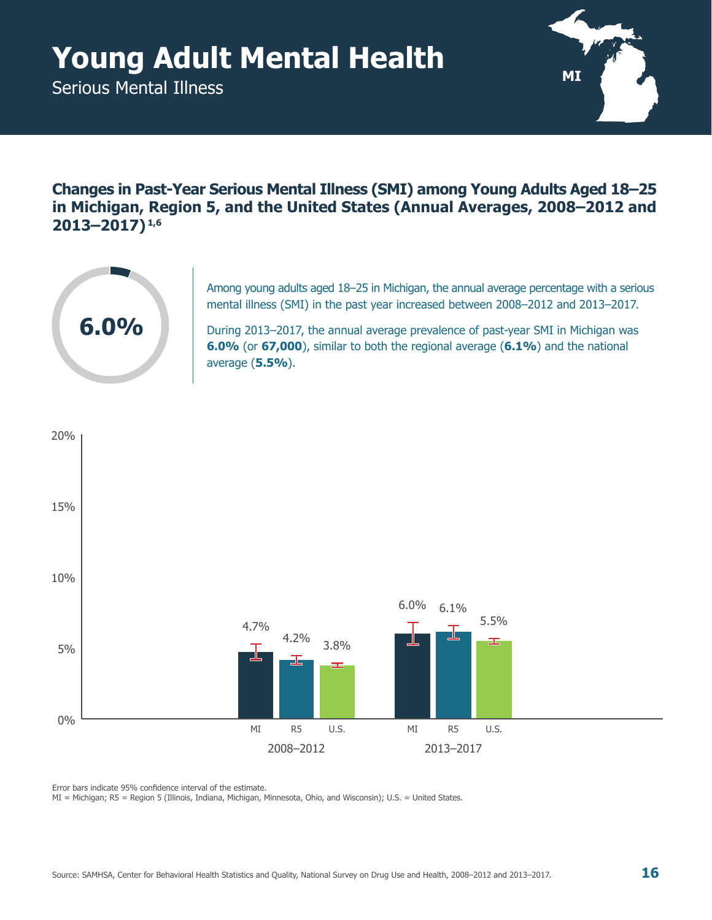# Young Adult Mental Health

Serious Mental Illness

MI

## Changes in Past-Year Serious Mental Illness (SMI) among Young Adults Aged 18–25 in Michigan, Region 5, and the United States (Annual Averages, 2008–2012 and 2013–2017)[1,6]

**6.0%**

Among young adults aged 18–25 in Michigan, the annual average percentage with a serious mental illness (SMI) in the past year increased between 2008–2012 and 2013–2017.

During 2013–2017, the annual average prevalence of past-year SMI in Michigan was **6.0%** (or **67,000**), similar to both the regional average (**6.1%**) and the national average (**5.5%**).

| | MI | R5 | U.S. |
|---|---|---|---|
| 2008–2012 | 4.7% | 4.2% | 3.8% |
| 2013–2017 | 6.0% | 6.1% | 5.5% |

Error bars indicate 95% confidence interval of the estimate.
MI = Michigan; R5 = Region 5 (Illinois, Indiana, Michigan, Minnesota, Ohio, and Wisconsin); U.S. = United States.

Source: SAMHSA, Center for Behavioral Health Statistics and Quality, National Survey on Drug Use and Health, 2008–2012 and 2013–2017.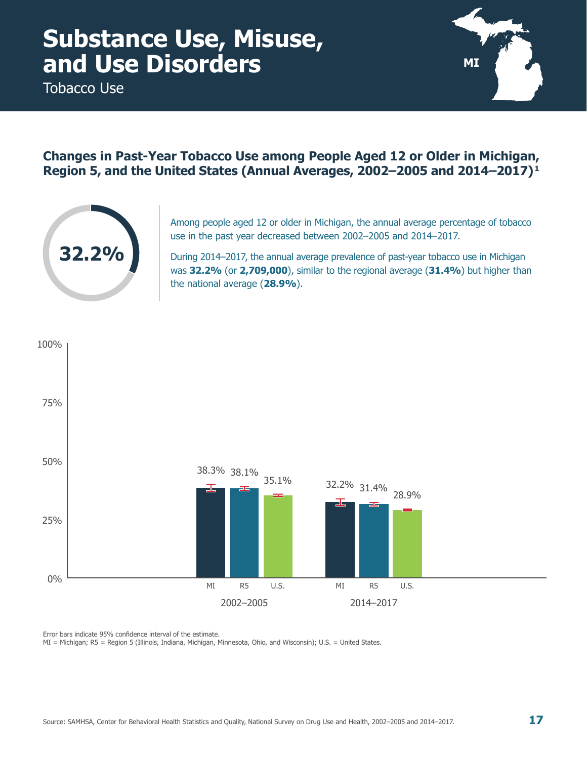# Substance Use, Misuse, and Use Disorders

Tobacco Use

## Changes in Past-Year Tobacco Use among People Aged 12 or Older in Michigan, Region 5, and the United States (Annual Averages, 2002–2005 and 2014–2017)[1]

**32.2%**

Among people aged 12 or older in Michigan, the annual average percentage of tobacco use in the past year decreased between 2002–2005 and 2014–2017.

During 2014–2017, the annual average prevalence of past-year tobacco use in Michigan was **32.2%** (or **2,709,000**), similar to the regional average (**31.4%**) but higher than the national average (**28.9%**).

| | MI | R5 | U.S. |
|---|---|---|---|
| 2002–2005 | 38.3% | 38.1% | 35.1% |
| 2014–2017 | 32.2% | 31.4% | 28.9% |

Error bars indicate 95% confidence interval of the estimate.

MI = Michigan; R5 = Region 5 (Illinois, Indiana, Michigan, Minnesota, Ohio, and Wisconsin); U.S. = United States.

Source: SAMHSA, Center for Behavioral Health Statistics and Quality, National Survey on Drug Use and Health, 2002–2005 and 2014–2017.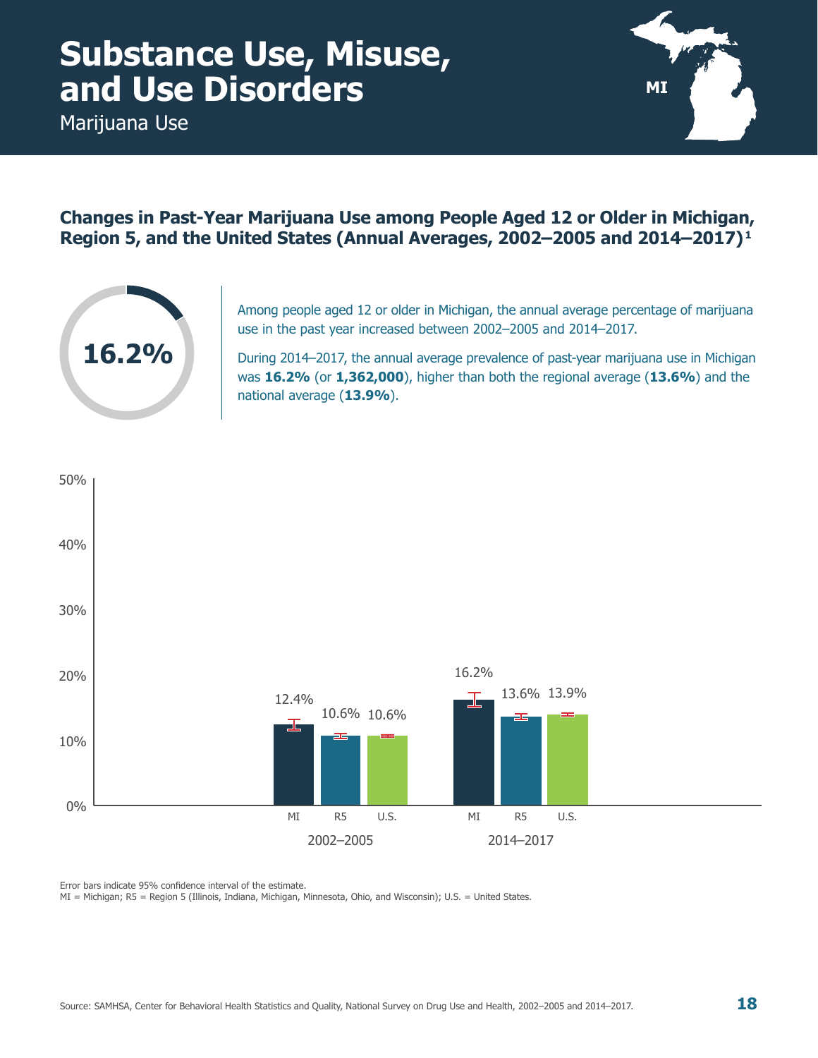# Substance Use, Misuse, and Use Disorders

Marijuana Use

## Changes in Past-Year Marijuana Use among People Aged 12 or Older in Michigan, Region 5, and the United States (Annual Averages, 2002–2005 and 2014–2017)[1]

**16.2%**

Among people aged 12 or older in Michigan, the annual average percentage of marijuana use in the past year increased between 2002–2005 and 2014–2017.

During 2014–2017, the annual average prevalence of past-year marijuana use in Michigan was **16.2%** (or **1,362,000**), higher than both the regional average (**13.6%**) and the national average (**13.9%**).

| | MI | R5 | U.S. |
|---|---|---|---|
| 2002–2005 | 12.4% | 10.6% | 10.6% |
| 2014–2017 | 16.2% | 13.6% | 13.9% |

Error bars indicate 95% confidence interval of the estimate.

MI = Michigan; R5 = Region 5 (Illinois, Indiana, Michigan, Minnesota, Ohio, and Wisconsin); U.S. = United States.

Source: SAMHSA, Center for Behavioral Health Statistics and Quality, National Survey on Drug Use and Health, 2002–2005 and 2014–2017.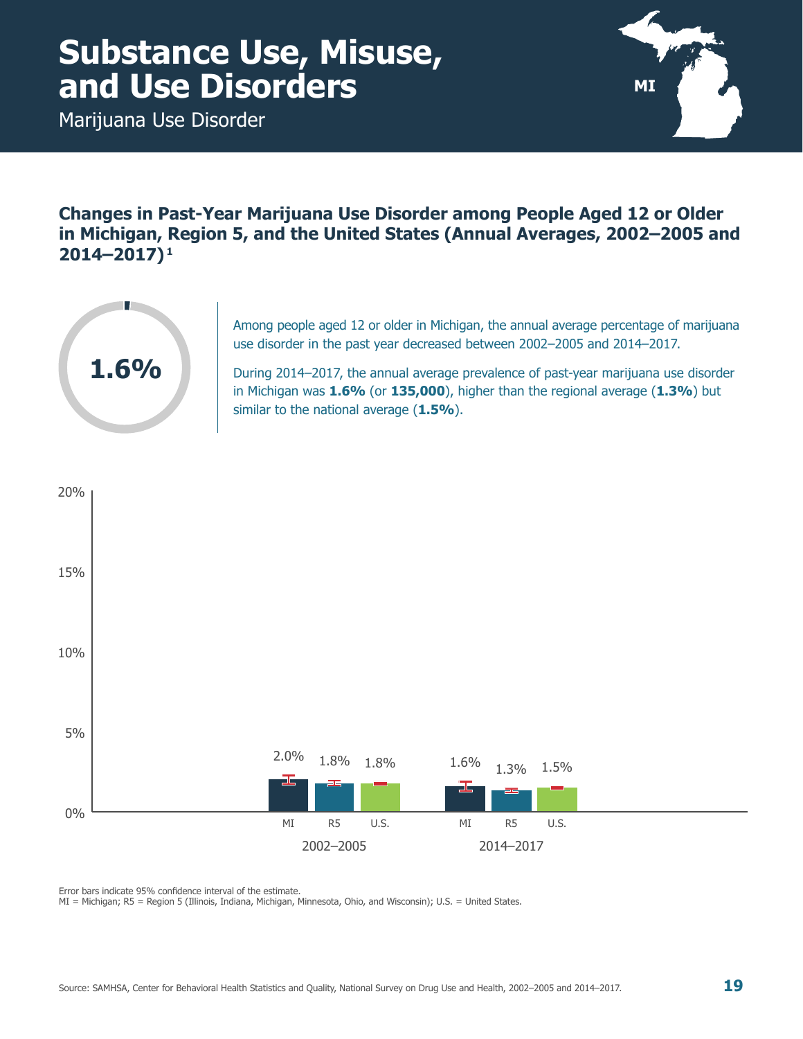# Substance Use, Misuse, and Use Disorders

Marijuana Use Disorder

## Changes in Past-Year Marijuana Use Disorder among People Aged 12 or Older in Michigan, Region 5, and the United States (Annual Averages, 2002–2005 and 2014–2017)[1]

**1.6%**

Among people aged 12 or older in Michigan, the annual average percentage of marijuana use disorder in the past year decreased between 2002–2005 and 2014–2017.

During 2014–2017, the annual average prevalence of past-year marijuana use disorder in Michigan was **1.6%** (or **135,000**), higher than the regional average (**1.3%**) but similar to the national average (**1.5%**).

| Period | MI | R5 | U.S. |
|---|---|---|---|
| 2002–2005 | 2.0% | 1.8% | 1.8% |
| 2014–2017 | 1.6% | 1.3% | 1.5% |

Error bars indicate 95% confidence interval of the estimate.
MI = Michigan; R5 = Region 5 (Illinois, Indiana, Michigan, Minnesota, Ohio, and Wisconsin); U.S. = United States.

Source: SAMHSA, Center for Behavioral Health Statistics and Quality, National Survey on Drug Use and Health, 2002–2005 and 2014–2017.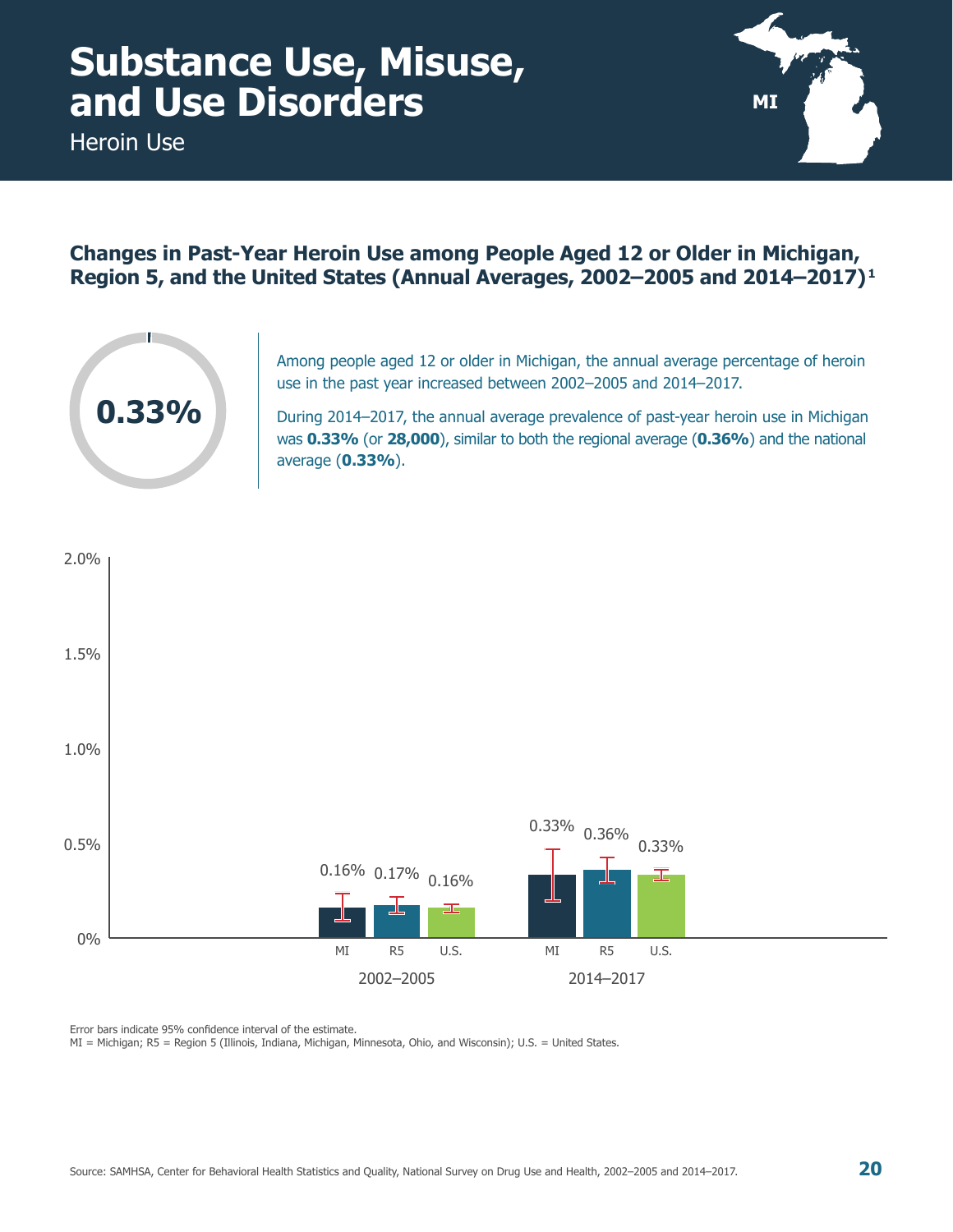# Substance Use, Misuse, and Use Disorders

Heroin Use

## Changes in Past-Year Heroin Use among People Aged 12 or Older in Michigan, Region 5, and the United States (Annual Averages, 2002–2005 and 2014–2017)[1]

**0.33%**

Among people aged 12 or older in Michigan, the annual average percentage of heroin use in the past year increased between 2002–2005 and 2014–2017.

During 2014–2017, the annual average prevalence of past-year heroin use in Michigan was **0.33%** (or **28,000**), similar to both the regional average (**0.36%**) and the national average (**0.33%**).

| Period | MI | R5 | U.S. |
|---|---|---|---|
| 2002–2005 | 0.16% | 0.17% | 0.16% |
| 2014–2017 | 0.33% | 0.36% | 0.33% |

Error bars indicate 95% confidence interval of the estimate.

MI = Michigan; R5 = Region 5 (Illinois, Indiana, Michigan, Minnesota, Ohio, and Wisconsin); U.S. = United States.

Source: SAMHSA, Center for Behavioral Health Statistics and Quality, National Survey on Drug Use and Health, 2002–2005 and 2014–2017.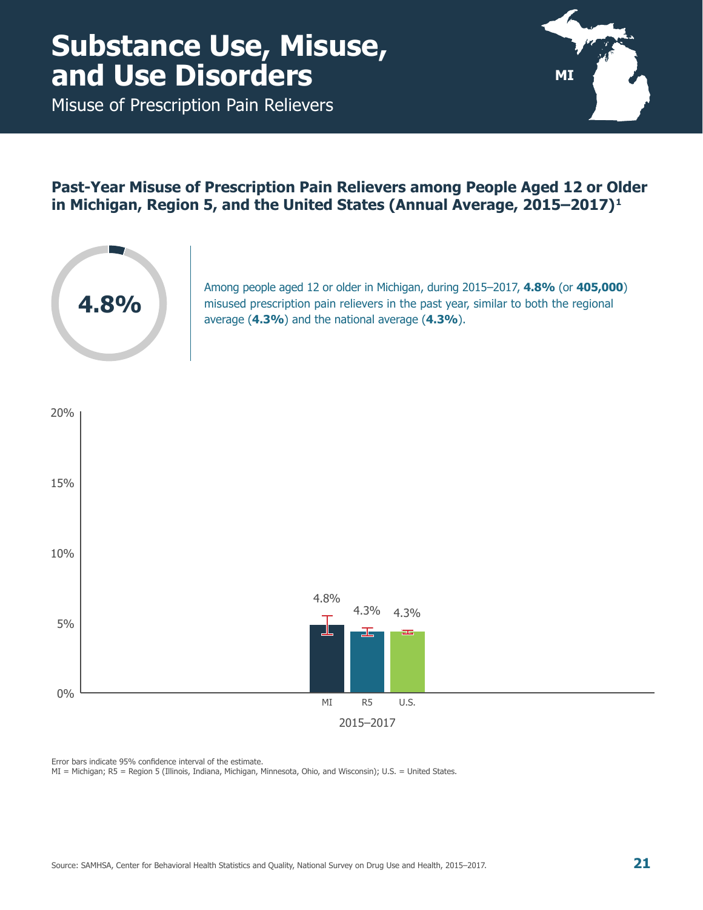# Substance Use, Misuse, and Use Disorders

Misuse of Prescription Pain Relievers

## Past-Year Misuse of Prescription Pain Relievers among People Aged 12 or Older in Michigan, Region 5, and the United States (Annual Average, 2015–2017)[1]

**4.8%**

Among people aged 12 or older in Michigan, during 2015–2017, **4.8%** (or **405,000**) misused prescription pain relievers in the past year, similar to both the regional average (**4.3%**) and the national average (**4.3%**).

| 2015–2017 | Percent |
|---|---|
| MI | 4.8% |
| R5 | 4.3% |
| U.S. | 4.3% |

Error bars indicate 95% confidence interval of the estimate.
MI = Michigan; R5 = Region 5 (Illinois, Indiana, Michigan, Minnesota, Ohio, and Wisconsin); U.S. = United States.

Source: SAMHSA, Center for Behavioral Health Statistics and Quality, National Survey on Drug Use and Health, 2015–2017.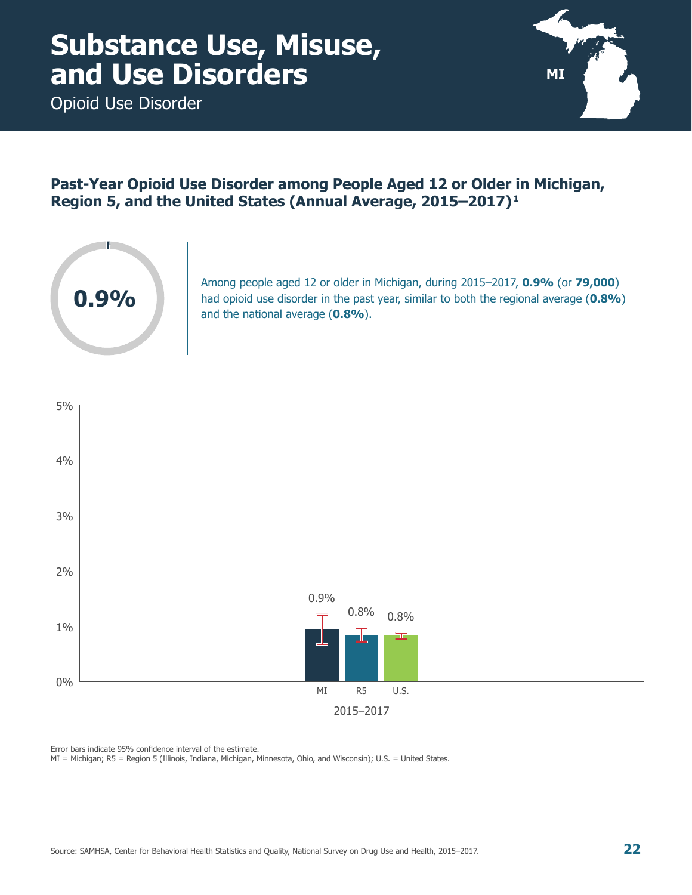# Substance Use, Misuse, and Use Disorders

Opioid Use Disorder

MI

## Past-Year Opioid Use Disorder among People Aged 12 or Older in Michigan, Region 5, and the United States (Annual Average, 2015–2017)[1]

0.9%

Among people aged 12 or older in Michigan, during 2015–2017, **0.9%** (or **79,000**) had opioid use disorder in the past year, similar to both the regional average (**0.8%**) and the national average (**0.8%**).

| 2015–2017 | Percent |
|---|---|
| MI | 0.9% |
| R5 | 0.8% |
| U.S. | 0.8% |

Error bars indicate 95% confidence interval of the estimate.

MI = Michigan; R5 = Region 5 (Illinois, Indiana, Michigan, Minnesota, Ohio, and Wisconsin); U.S. = United States.

Source: SAMHSA, Center for Behavioral Health Statistics and Quality, National Survey on Drug Use and Health, 2015–2017.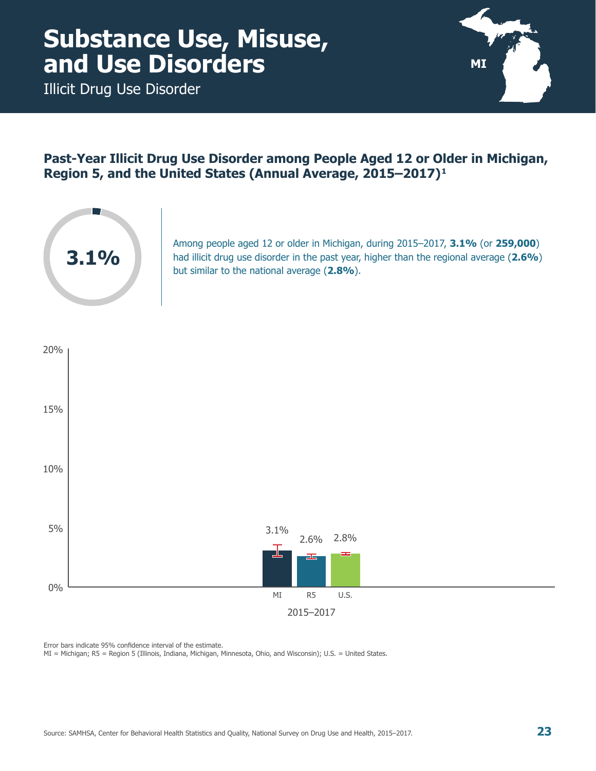# Substance Use, Misuse, and Use Disorders

Illicit Drug Use Disorder

MI

### Past-Year Illicit Drug Use Disorder among People Aged 12 or Older in Michigan, Region 5, and the United States (Annual Average, 2015–2017)[1]

**3.1%**

Among people aged 12 or older in Michigan, during 2015–2017, **3.1%** (or **259,000**) had illicit drug use disorder in the past year, higher than the regional average (**2.6%**) but similar to the national average (**2.8%**).

| 2015–2017 | MI | R5 | U.S. |
|---|---|---|---|
| Percent | 3.1% | 2.6% | 2.8% |

Error bars indicate 95% confidence interval of the estimate.
MI = Michigan; R5 = Region 5 (Illinois, Indiana, Michigan, Minnesota, Ohio, and Wisconsin); U.S. = United States.

Source: SAMHSA, Center for Behavioral Health Statistics and Quality, National Survey on Drug Use and Health, 2015–2017.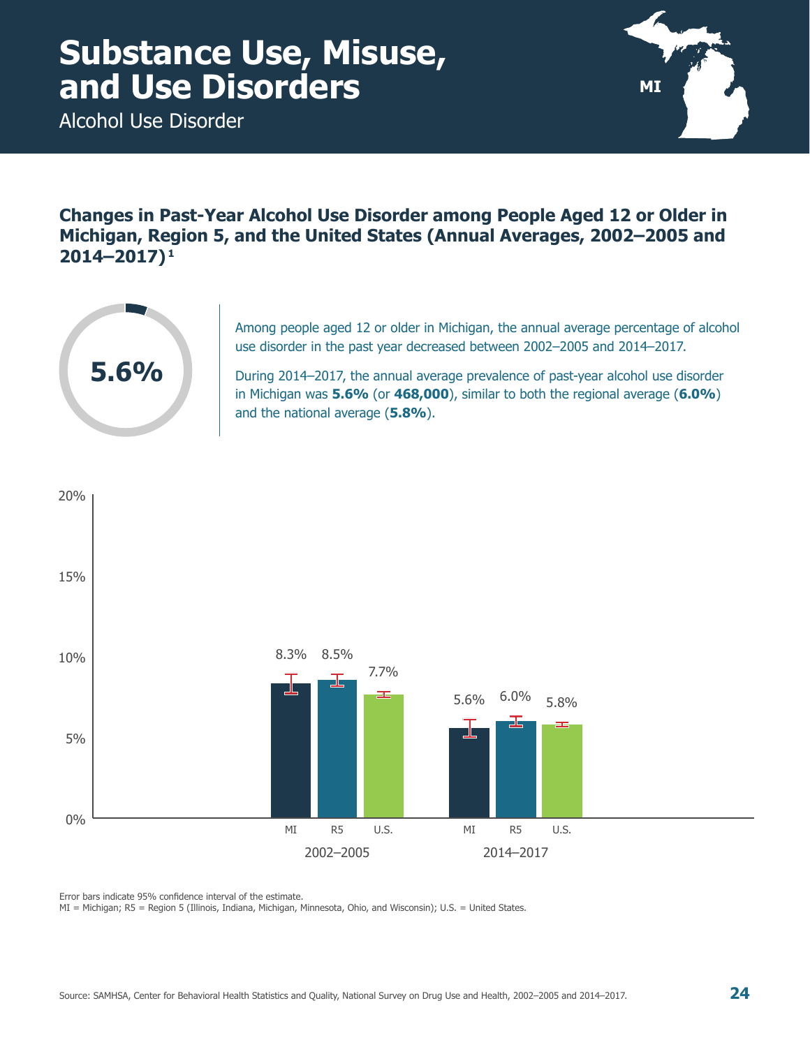# Substance Use, Misuse, and Use Disorders

Alcohol Use Disorder

MI

## Changes in Past-Year Alcohol Use Disorder among People Aged 12 or Older in Michigan, Region 5, and the United States (Annual Averages, 2002–2005 and 2014–2017)[1]

**5.6%**

Among people aged 12 or older in Michigan, the annual average percentage of alcohol use disorder in the past year decreased between 2002–2005 and 2014–2017.

During 2014–2017, the annual average prevalence of past-year alcohol use disorder in Michigan was **5.6%** (or **468,000**), similar to both the regional average (**6.0%**) and the national average (**5.8%**).

| | MI | R5 | U.S. |
|---|---|---|---|
| 2002–2005 | 8.3% | 8.5% | 7.7% |
| 2014–2017 | 5.6% | 6.0% | 5.8% |

Error bars indicate 95% confidence interval of the estimate.
MI = Michigan; R5 = Region 5 (Illinois, Indiana, Michigan, Minnesota, Ohio, and Wisconsin); U.S. = United States.

Source: SAMHSA, Center for Behavioral Health Statistics and Quality, National Survey on Drug Use and Health, 2002–2005 and 2014–2017.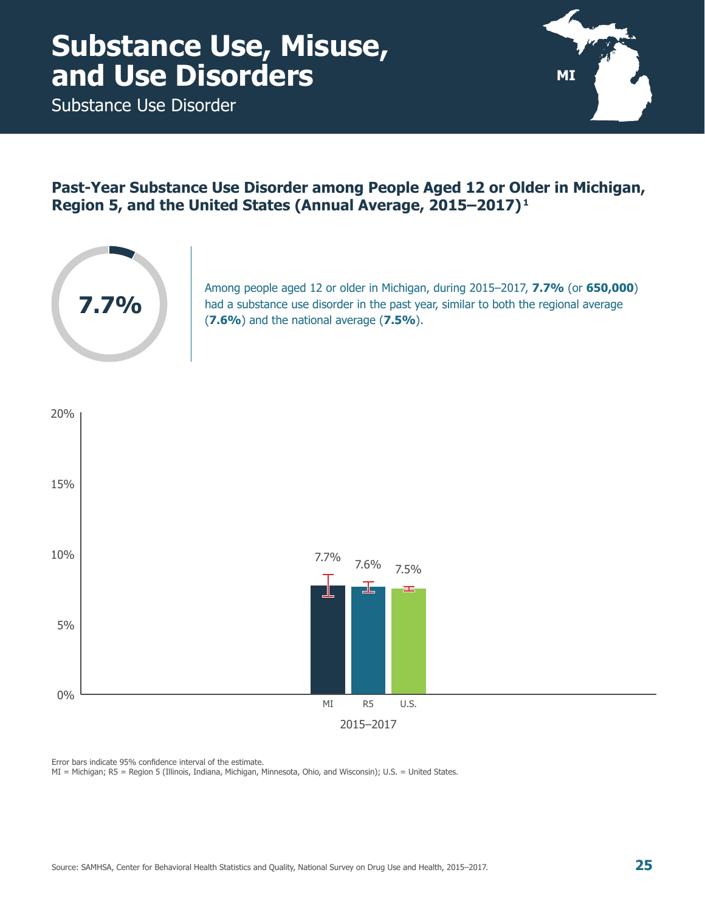# Substance Use, Misuse, and Use Disorders

Substance Use Disorder

## Past-Year Substance Use Disorder among People Aged 12 or Older in Michigan, Region 5, and the United States (Annual Average, 2015–2017)[1]

**7.7%**

Among people aged 12 or older in Michigan, during 2015–2017, **7.7%** (or **650,000**) had a substance use disorder in the past year, similar to both the regional average (**7.6%**) and the national average (**7.5%**).

| 2015–2017 | MI | R5 | U.S. |
|---|---|---|---|
| Past-Year Substance Use Disorder | 7.7% | 7.6% | 7.5% |

Error bars indicate 95% confidence interval of the estimate.
MI = Michigan; R5 = Region 5 (Illinois, Indiana, Michigan, Minnesota, Ohio, and Wisconsin); U.S. = United States.

Source: SAMHSA, Center for Behavioral Health Statistics and Quality, National Survey on Drug Use and Health, 2015–2017.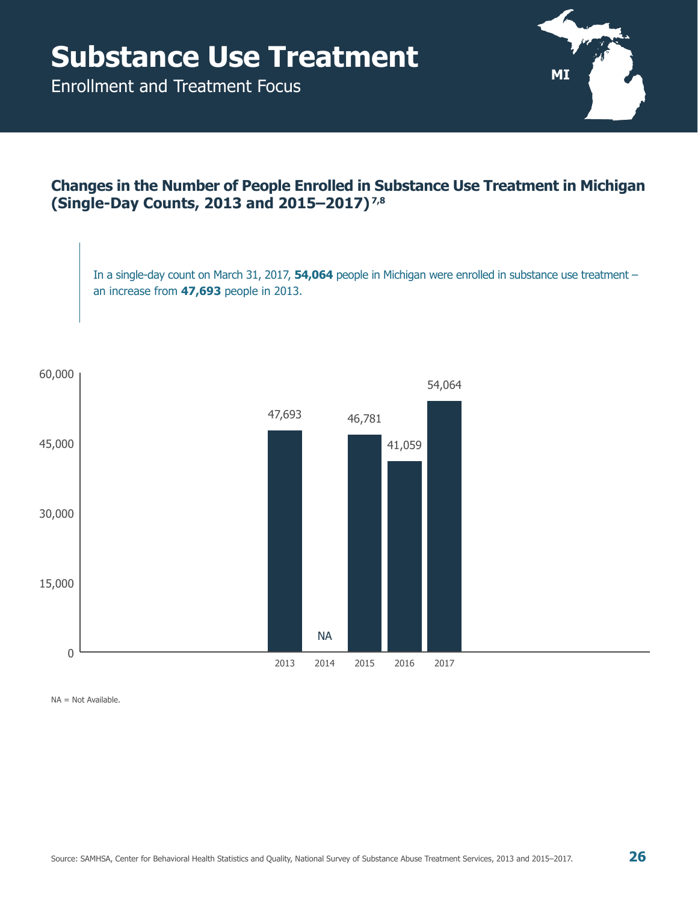# Substance Use Treatment

Enrollment and Treatment Focus

MI

## Changes in the Number of People Enrolled in Substance Use Treatment in Michigan (Single-Day Counts, 2013 and 2015–2017)[7,8]

In a single-day count on March 31, 2017, **54,064** people in Michigan were enrolled in substance use treatment – an increase from **47,693** people in 2013.

| Year | Number of People Enrolled |
|---|---|
| 2013 | 47,693 |
| 2014 | NA |
| 2015 | 46,781 |
| 2016 | 41,059 |
| 2017 | 54,064 |

NA = Not Available.

Source: SAMHSA, Center for Behavioral Health Statistics and Quality, National Survey of Substance Abuse Treatment Services, 2013 and 2015–2017.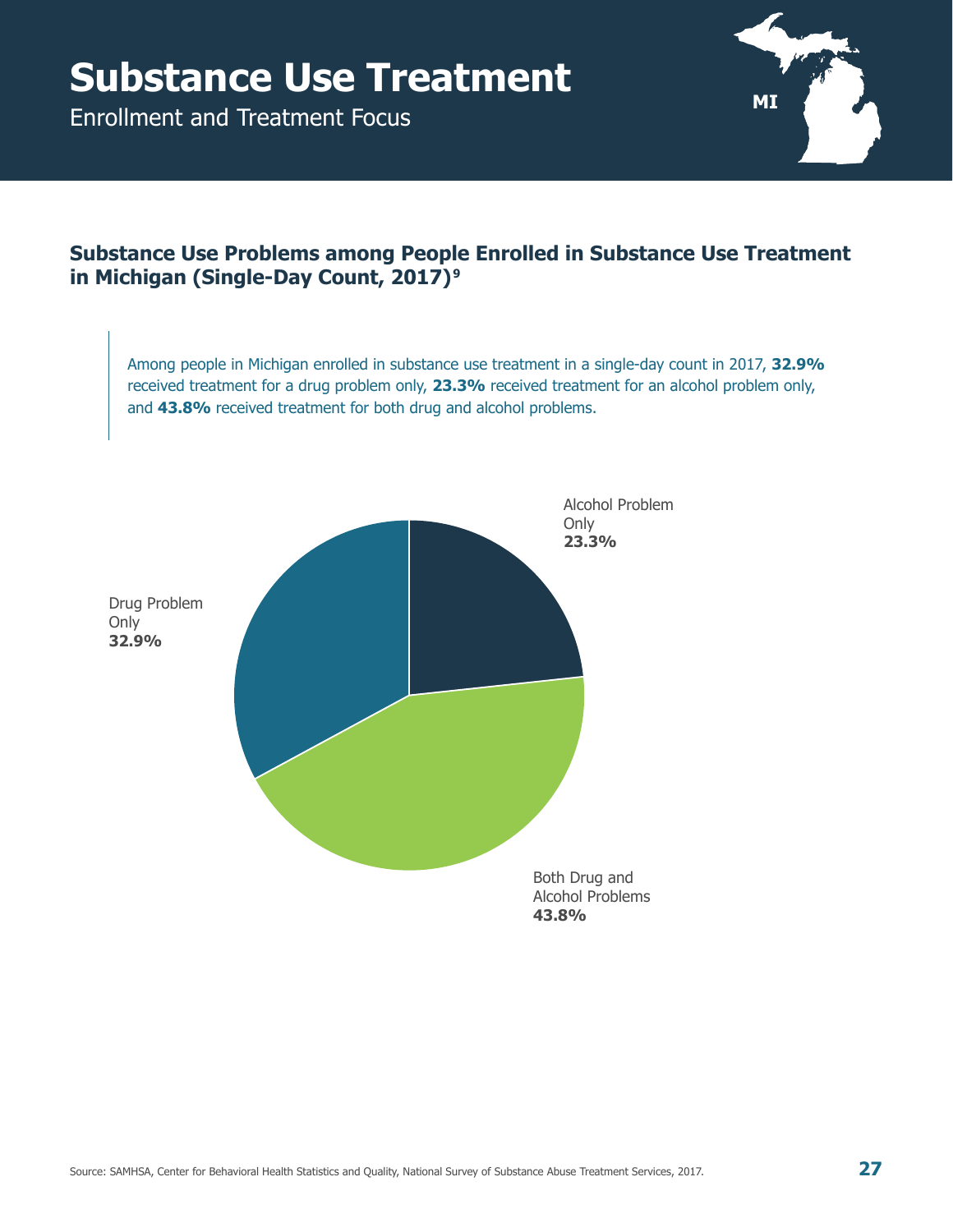# Substance Use Treatment

Enrollment and Treatment Focus

MI

## Substance Use Problems among People Enrolled in Substance Use Treatment in Michigan (Single-Day Count, 2017)[9]

Among people in Michigan enrolled in substance use treatment in a single-day count in 2017, **32.9%** received treatment for a drug problem only, **23.3%** received treatment for an alcohol problem only, and **43.8%** received treatment for both drug and alcohol problems.

Alcohol Problem Only **23.3%**

Drug Problem Only **32.9%**

Both Drug and Alcohol Problems **43.8%**

Source: SAMHSA, Center for Behavioral Health Statistics and Quality, National Survey of Substance Abuse Treatment Services, 2017.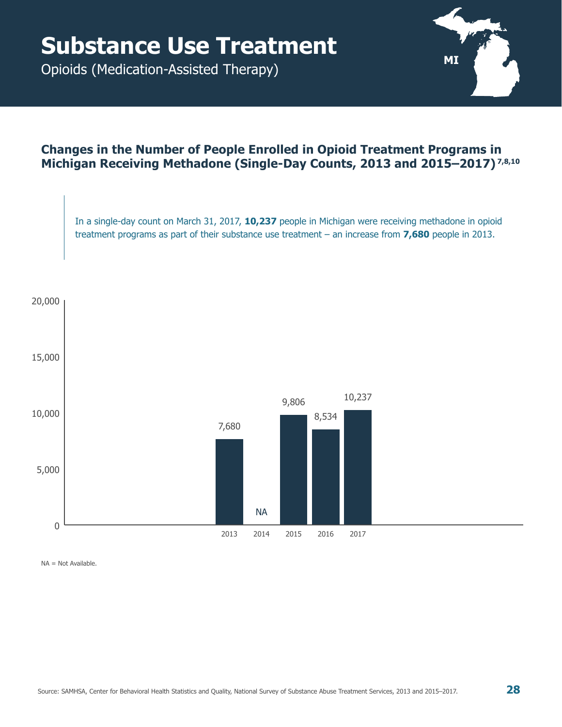# Substance Use Treatment

Opioids (Medication-Assisted Therapy)

MI

## Changes in the Number of People Enrolled in Opioid Treatment Programs in Michigan Receiving Methadone (Single-Day Counts, 2013 and 2015–2017)[7,8,10]

In a single-day count on March 31, 2017, **10,237** people in Michigan were receiving methadone in opioid treatment programs as part of their substance use treatment – an increase from **7,680** people in 2013.

| Year | Number of People |
|---|---|
| 2013 | 7,680 |
| 2014 | NA |
| 2015 | 9,806 |
| 2016 | 8,534 |
| 2017 | 10,237 |

NA = Not Available.

Source: SAMHSA, Center for Behavioral Health Statistics and Quality, National Survey of Substance Abuse Treatment Services, 2013 and 2015–2017.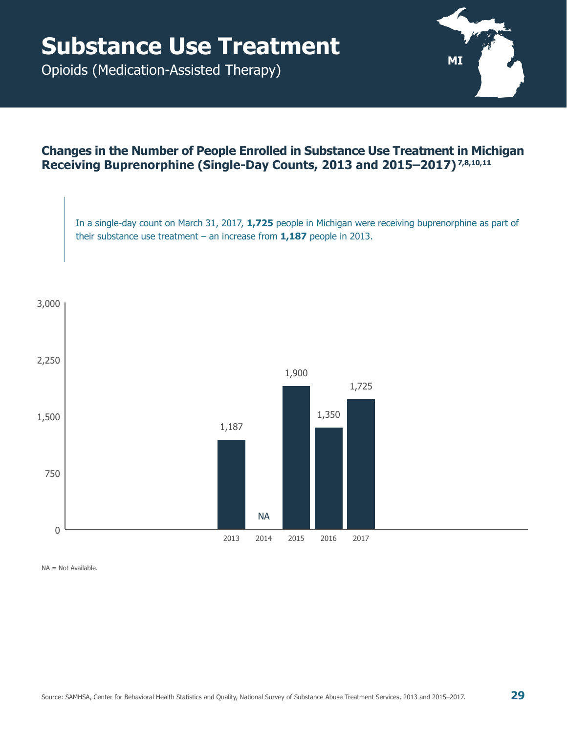# Substance Use Treatment

Opioids (Medication-Assisted Therapy)

MI

## Changes in the Number of People Enrolled in Substance Use Treatment in Michigan Receiving Buprenorphine (Single-Day Counts, 2013 and 2015–2017)[7,8,10,11]

In a single-day count on March 31, 2017, **1,725** people in Michigan were receiving buprenorphine as part of their substance use treatment – an increase from **1,187** people in 2013.

| Year | Number of people |
|---|---|
| 2013 | 1,187 |
| 2014 | NA |
| 2015 | 1,900 |
| 2016 | 1,350 |
| 2017 | 1,725 |

NA = Not Available.

Source: SAMHSA, Center for Behavioral Health Statistics and Quality, National Survey of Substance Abuse Treatment Services, 2013 and 2015–2017.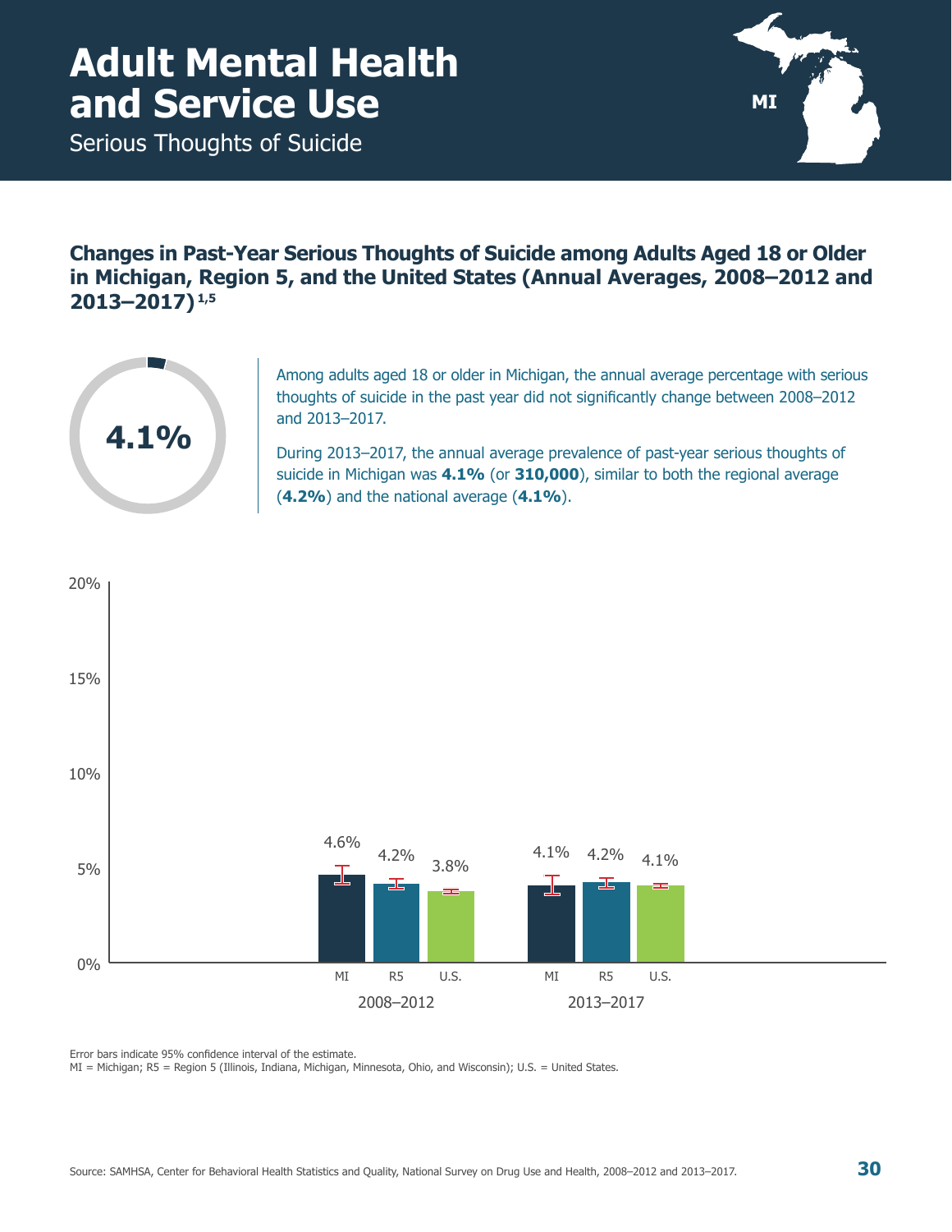# Adult Mental Health and Service Use

Serious Thoughts of Suicide

## Changes in Past-Year Serious Thoughts of Suicide among Adults Aged 18 or Older in Michigan, Region 5, and the United States (Annual Averages, 2008–2012 and 2013–2017)[1,5]

**4.1%**

Among adults aged 18 or older in Michigan, the annual average percentage with serious thoughts of suicide in the past year did not significantly change between 2008–2012 and 2013–2017.

During 2013–2017, the annual average prevalence of past-year serious thoughts of suicide in Michigan was **4.1%** (or **310,000**), similar to both the regional average (**4.2%**) and the national average (**4.1%**).

| Period | MI | R5 | U.S. |
|---|---|---|---|
| 2008–2012 | 4.6% | 4.2% | 3.8% |
| 2013–2017 | 4.1% | 4.2% | 4.1% |

Error bars indicate 95% confidence interval of the estimate.

MI = Michigan; R5 = Region 5 (Illinois, Indiana, Michigan, Minnesota, Ohio, and Wisconsin); U.S. = United States.

Source: SAMHSA, Center for Behavioral Health Statistics and Quality, National Survey on Drug Use and Health, 2008–2012 and 2013–2017.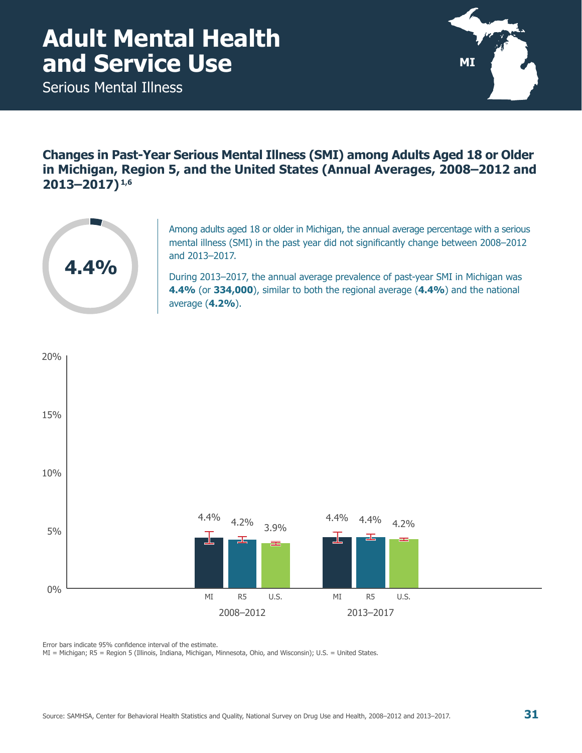# Adult Mental Health and Service Use

Serious Mental Illness

MI

## Changes in Past-Year Serious Mental Illness (SMI) among Adults Aged 18 or Older in Michigan, Region 5, and the United States (Annual Averages, 2008–2012 and 2013–2017)[1,6]

**4.4%**

Among adults aged 18 or older in Michigan, the annual average percentage with a serious mental illness (SMI) in the past year did not significantly change between 2008–2012 and 2013–2017.

During 2013–2017, the annual average prevalence of past-year SMI in Michigan was **4.4%** (or **334,000**), similar to both the regional average (**4.4%**) and the national average (**4.2%**).

| | MI | R5 | U.S. |
|---|---|---|---|
| 2008–2012 | 4.4% | 4.2% | 3.9% |
| 2013–2017 | 4.4% | 4.4% | 4.2% |

Error bars indicate 95% confidence interval of the estimate.

MI = Michigan; R5 = Region 5 (Illinois, Indiana, Michigan, Minnesota, Ohio, and Wisconsin); U.S. = United States.

Source: SAMHSA, Center for Behavioral Health Statistics and Quality, National Survey on Drug Use and Health, 2008–2012 and 2013–2017.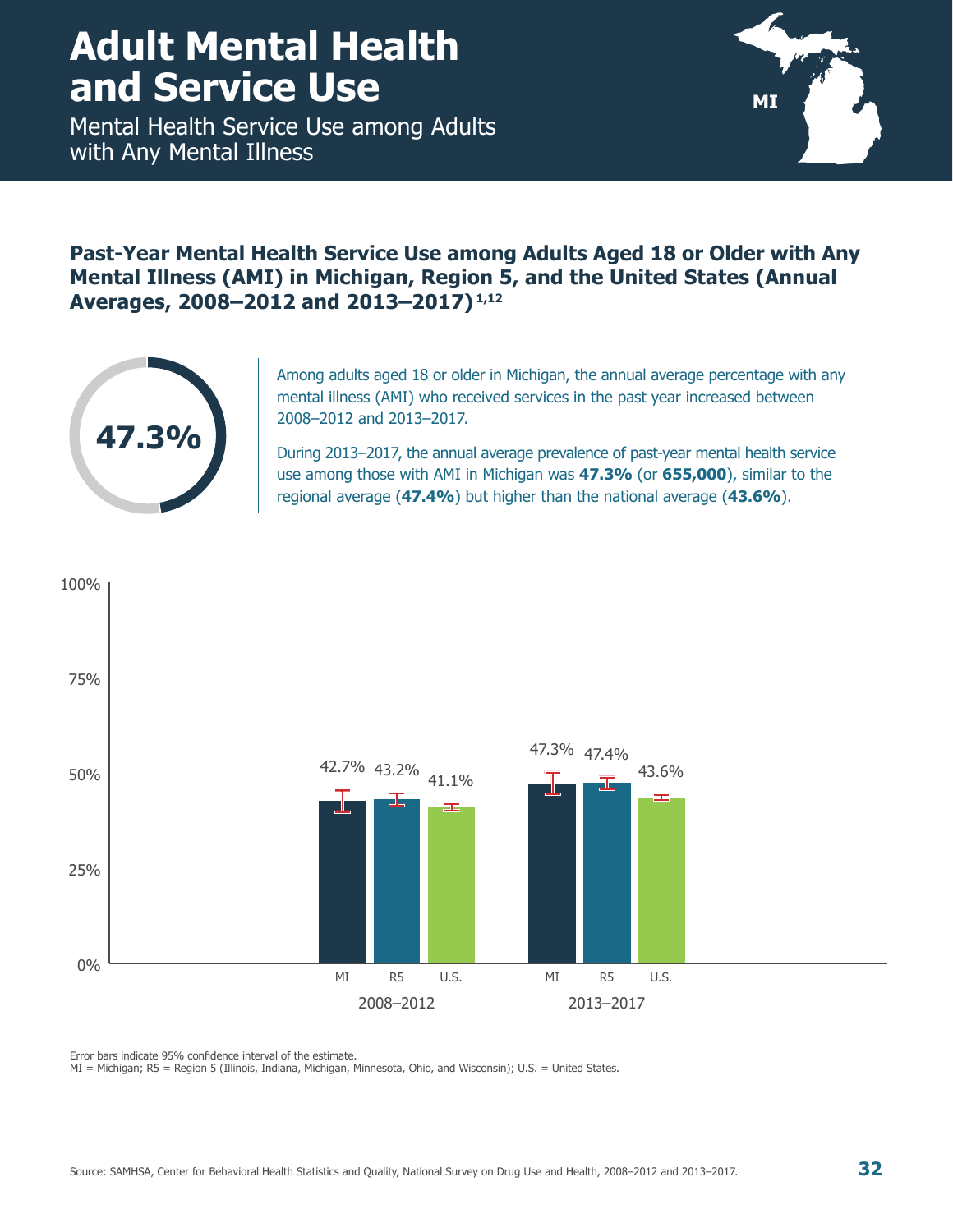# Adult Mental Health and Service Use

Mental Health Service Use among Adults with Any Mental Illness

MI

### Past-Year Mental Health Service Use among Adults Aged 18 or Older with Any Mental Illness (AMI) in Michigan, Region 5, and the United States (Annual Averages, 2008–2012 and 2013–2017)[1,12]

47.3%

Among adults aged 18 or older in Michigan, the annual average percentage with any mental illness (AMI) who received services in the past year increased between 2008–2012 and 2013–2017.

During 2013–2017, the annual average prevalence of past-year mental health service use among those with AMI in Michigan was **47.3%** (or **655,000**), similar to the regional average (**47.4%**) but higher than the national average (**43.6%**).

| Period | MI | R5 | U.S. |
|---|---|---|---|
| 2008–2012 | 42.7% | 43.2% | 41.1% |
| 2013–2017 | 47.3% | 47.4% | 43.6% |

Error bars indicate 95% confidence interval of the estimate.
MI = Michigan; R5 = Region 5 (Illinois, Indiana, Michigan, Minnesota, Ohio, and Wisconsin); U.S. = United States.

Source: SAMHSA, Center for Behavioral Health Statistics and Quality, National Survey on Drug Use and Health, 2008–2012 and 2013–2017.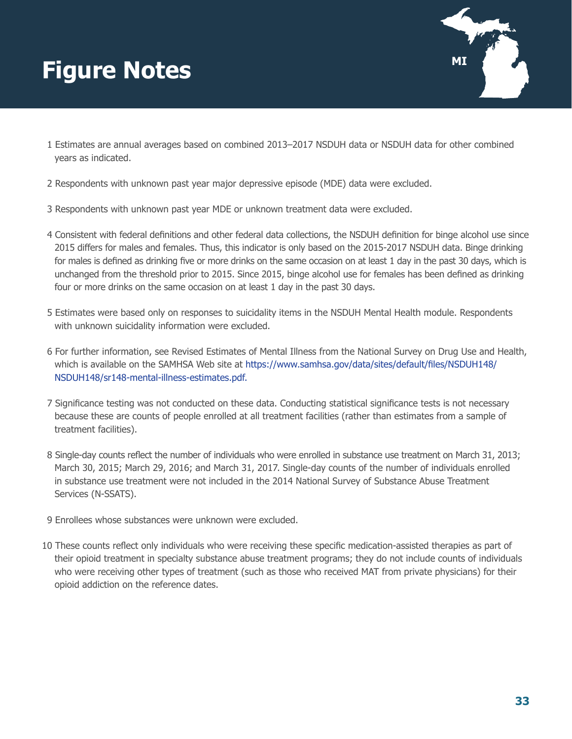# Figure Notes

MI

1. Estimates are annual averages based on combined 2013–2017 NSDUH data or NSDUH data for other combined years as indicated.

2. Respondents with unknown past year major depressive episode (MDE) data were excluded.

3. Respondents with unknown past year MDE or unknown treatment data were excluded.

4. Consistent with federal definitions and other federal data collections, the NSDUH definition for binge alcohol use since 2015 differs for males and females. Thus, this indicator is only based on the 2015-2017 NSDUH data. Binge drinking for males is defined as drinking five or more drinks on the same occasion on at least 1 day in the past 30 days, which is unchanged from the threshold prior to 2015. Since 2015, binge alcohol use for females has been defined as drinking four or more drinks on the same occasion on at least 1 day in the past 30 days.

5. Estimates were based only on responses to suicidality items in the NSDUH Mental Health module. Respondents with unknown suicidality information were excluded.

6. For further information, see Revised Estimates of Mental Illness from the National Survey on Drug Use and Health, which is available on the SAMHSA Web site at https://www.samhsa.gov/data/sites/default/files/NSDUH148/NSDUH148/sr148-mental-illness-estimates.pdf.

7. Significance testing was not conducted on these data. Conducting statistical significance tests is not necessary because these are counts of people enrolled at all treatment facilities (rather than estimates from a sample of treatment facilities).

8. Single-day counts reflect the number of individuals who were enrolled in substance use treatment on March 31, 2013; March 30, 2015; March 29, 2016; and March 31, 2017. Single-day counts of the number of individuals enrolled in substance use treatment were not included in the 2014 National Survey of Substance Abuse Treatment Services (N-SSATS).

9. Enrollees whose substances were unknown were excluded.

10. These counts reflect only individuals who were receiving these specific medication-assisted therapies as part of their opioid treatment in specialty substance abuse treatment programs; they do not include counts of individuals who were receiving other types of treatment (such as those who received MAT from private physicians) for their opioid addiction on the reference dates.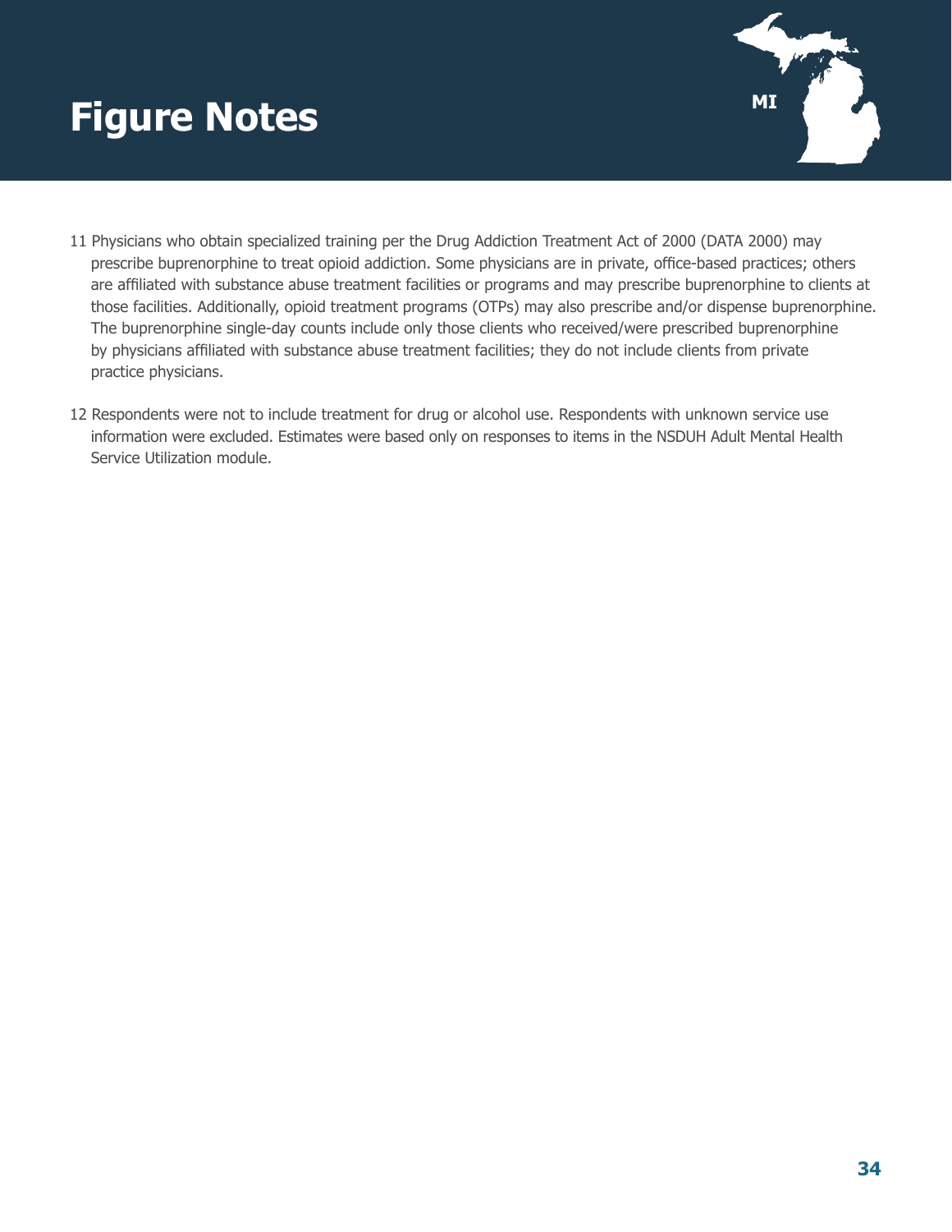# Figure Notes

11 Physicians who obtain specialized training per the Drug Addiction Treatment Act of 2000 (DATA 2000) may prescribe buprenorphine to treat opioid addiction. Some physicians are in private, office-based practices; others are affiliated with substance abuse treatment facilities or programs and may prescribe buprenorphine to clients at those facilities. Additionally, opioid treatment programs (OTPs) may also prescribe and/or dispense buprenorphine. The buprenorphine single-day counts include only those clients who received/were prescribed buprenorphine by physicians affiliated with substance abuse treatment facilities; they do not include clients from private practice physicians.

12 Respondents were not to include treatment for drug or alcohol use. Respondents with unknown service use information were excluded. Estimates were based only on responses to items in the NSDUH Adult Mental Health Service Utilization module.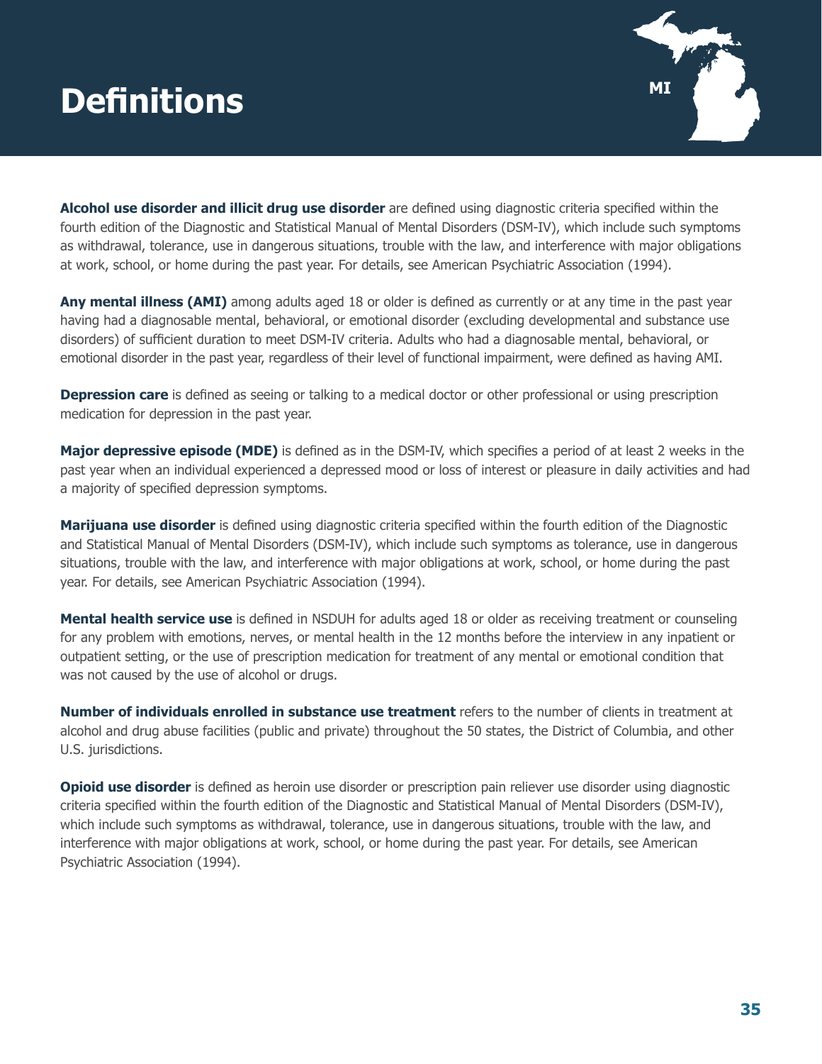# Definitions

MI

**Alcohol use disorder and illicit drug use disorder** are defined using diagnostic criteria specified within the fourth edition of the Diagnostic and Statistical Manual of Mental Disorders (DSM-IV), which include such symptoms as withdrawal, tolerance, use in dangerous situations, trouble with the law, and interference with major obligations at work, school, or home during the past year. For details, see American Psychiatric Association (1994).

**Any mental illness (AMI)** among adults aged 18 or older is defined as currently or at any time in the past year having had a diagnosable mental, behavioral, or emotional disorder (excluding developmental and substance use disorders) of sufficient duration to meet DSM-IV criteria. Adults who had a diagnosable mental, behavioral, or emotional disorder in the past year, regardless of their level of functional impairment, were defined as having AMI.

**Depression care** is defined as seeing or talking to a medical doctor or other professional or using prescription medication for depression in the past year.

**Major depressive episode (MDE)** is defined as in the DSM-IV, which specifies a period of at least 2 weeks in the past year when an individual experienced a depressed mood or loss of interest or pleasure in daily activities and had a majority of specified depression symptoms.

**Marijuana use disorder** is defined using diagnostic criteria specified within the fourth edition of the Diagnostic and Statistical Manual of Mental Disorders (DSM-IV), which include such symptoms as tolerance, use in dangerous situations, trouble with the law, and interference with major obligations at work, school, or home during the past year. For details, see American Psychiatric Association (1994).

**Mental health service use** is defined in NSDUH for adults aged 18 or older as receiving treatment or counseling for any problem with emotions, nerves, or mental health in the 12 months before the interview in any inpatient or outpatient setting, or the use of prescription medication for treatment of any mental or emotional condition that was not caused by the use of alcohol or drugs.

**Number of individuals enrolled in substance use treatment** refers to the number of clients in treatment at alcohol and drug abuse facilities (public and private) throughout the 50 states, the District of Columbia, and other U.S. jurisdictions.

**Opioid use disorder** is defined as heroin use disorder or prescription pain reliever use disorder using diagnostic criteria specified within the fourth edition of the Diagnostic and Statistical Manual of Mental Disorders (DSM-IV), which include such symptoms as withdrawal, tolerance, use in dangerous situations, trouble with the law, and interference with major obligations at work, school, or home during the past year. For details, see American Psychiatric Association (1994).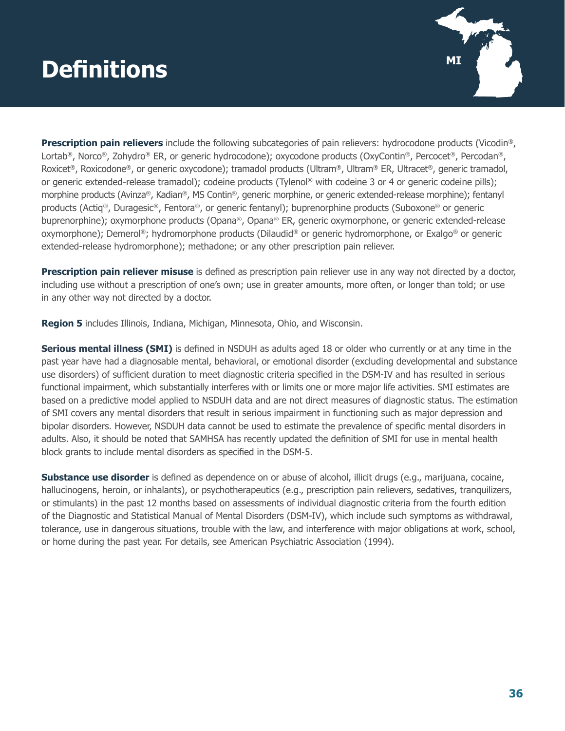# Definitions

**Prescription pain relievers** include the following subcategories of pain relievers: hydrocodone products (Vicodin®, Lortab®, Norco®, Zohydro® ER, or generic hydrocodone); oxycodone products (OxyContin®, Percocet®, Percodan®, Roxicet®, Roxicodone®, or generic oxycodone); tramadol products (Ultram®, Ultram® ER, Ultracet®, generic tramadol, or generic extended-release tramadol); codeine products (Tylenol® with codeine 3 or 4 or generic codeine pills); morphine products (Avinza®, Kadian®, MS Contin®, generic morphine, or generic extended-release morphine); fentanyl products (Actiq®, Duragesic®, Fentora®, or generic fentanyl); buprenorphine products (Suboxone® or generic buprenorphine); oxymorphone products (Opana®, Opana® ER, generic oxymorphone, or generic extended-release oxymorphone); Demerol®; hydromorphone products (Dilaudid® or generic hydromorphone, or Exalgo® or generic extended-release hydromorphone); methadone; or any other prescription pain reliever.

**Prescription pain reliever misuse** is defined as prescription pain reliever use in any way not directed by a doctor, including use without a prescription of one's own; use in greater amounts, more often, or longer than told; or use in any other way not directed by a doctor.

**Region 5** includes Illinois, Indiana, Michigan, Minnesota, Ohio, and Wisconsin.

**Serious mental illness (SMI)** is defined in NSDUH as adults aged 18 or older who currently or at any time in the past year have had a diagnosable mental, behavioral, or emotional disorder (excluding developmental and substance use disorders) of sufficient duration to meet diagnostic criteria specified in the DSM-IV and has resulted in serious functional impairment, which substantially interferes with or limits one or more major life activities. SMI estimates are based on a predictive model applied to NSDUH data and are not direct measures of diagnostic status. The estimation of SMI covers any mental disorders that result in serious impairment in functioning such as major depression and bipolar disorders. However, NSDUH data cannot be used to estimate the prevalence of specific mental disorders in adults. Also, it should be noted that SAMHSA has recently updated the definition of SMI for use in mental health block grants to include mental disorders as specified in the DSM-5.

**Substance use disorder** is defined as dependence on or abuse of alcohol, illicit drugs (e.g., marijuana, cocaine, hallucinogens, heroin, or inhalants), or psychotherapeutics (e.g., prescription pain relievers, sedatives, tranquilizers, or stimulants) in the past 12 months based on assessments of individual diagnostic criteria from the fourth edition of the Diagnostic and Statistical Manual of Mental Disorders (DSM-IV), which include such symptoms as withdrawal, tolerance, use in dangerous situations, trouble with the law, and interference with major obligations at work, school, or home during the past year. For details, see American Psychiatric Association (1994).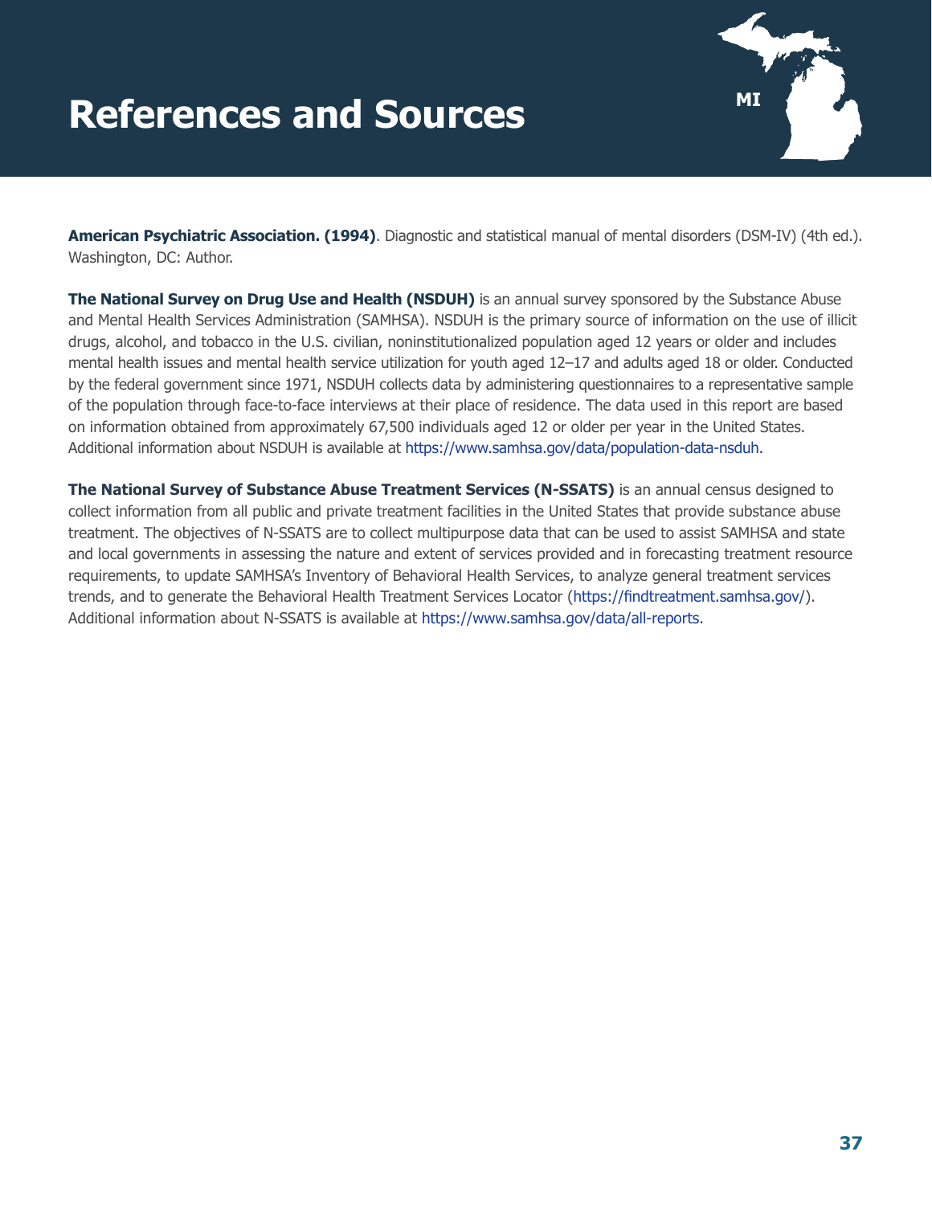# References and Sources

**American Psychiatric Association. (1994)**. Diagnostic and statistical manual of mental disorders (DSM-IV) (4th ed.). Washington, DC: Author.

**The National Survey on Drug Use and Health (NSDUH)** is an annual survey sponsored by the Substance Abuse and Mental Health Services Administration (SAMHSA). NSDUH is the primary source of information on the use of illicit drugs, alcohol, and tobacco in the U.S. civilian, noninstitutionalized population aged 12 years or older and includes mental health issues and mental health service utilization for youth aged 12–17 and adults aged 18 or older. Conducted by the federal government since 1971, NSDUH collects data by administering questionnaires to a representative sample of the population through face-to-face interviews at their place of residence. The data used in this report are based on information obtained from approximately 67,500 individuals aged 12 or older per year in the United States. Additional information about NSDUH is available at https://www.samhsa.gov/data/population-data-nsduh.

**The National Survey of Substance Abuse Treatment Services (N-SSATS)** is an annual census designed to collect information from all public and private treatment facilities in the United States that provide substance abuse treatment. The objectives of N-SSATS are to collect multipurpose data that can be used to assist SAMHSA and state and local governments in assessing the nature and extent of services provided and in forecasting treatment resource requirements, to update SAMHSA's Inventory of Behavioral Health Services, to analyze general treatment services trends, and to generate the Behavioral Health Treatment Services Locator (https://findtreatment.samhsa.gov/). Additional information about N-SSATS is available at https://www.samhsa.gov/data/all-reports.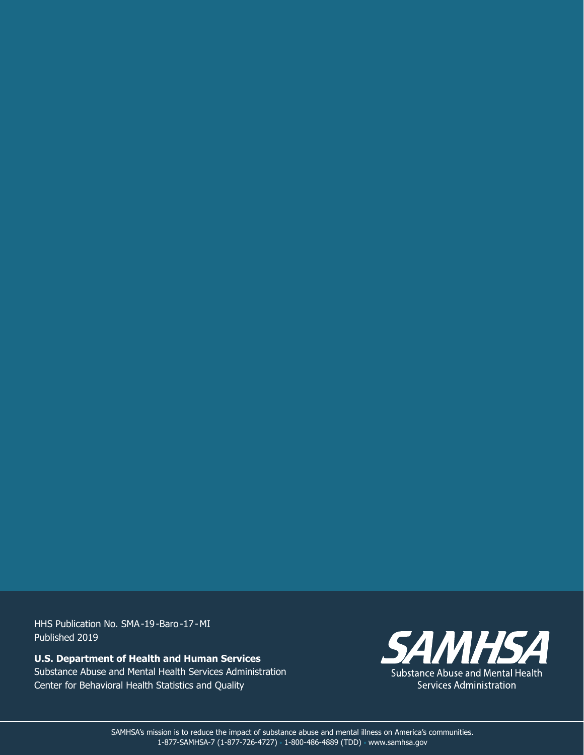HHS Publication No. SMA-19-Baro-17-MI
Published 2019

**U.S. Department of Health and Human Services**
Substance Abuse and Mental Health Services Administration
Center for Behavioral Health Statistics and Quality

SAMHSA
Substance Abuse and Mental Health Services Administration

SAMHSA's mission is to reduce the impact of substance abuse and mental illness on America's communities.
1-877-SAMHSA-7 (1-877-726-4727) • 1-800-486-4889 (TDD) • www.samhsa.gov